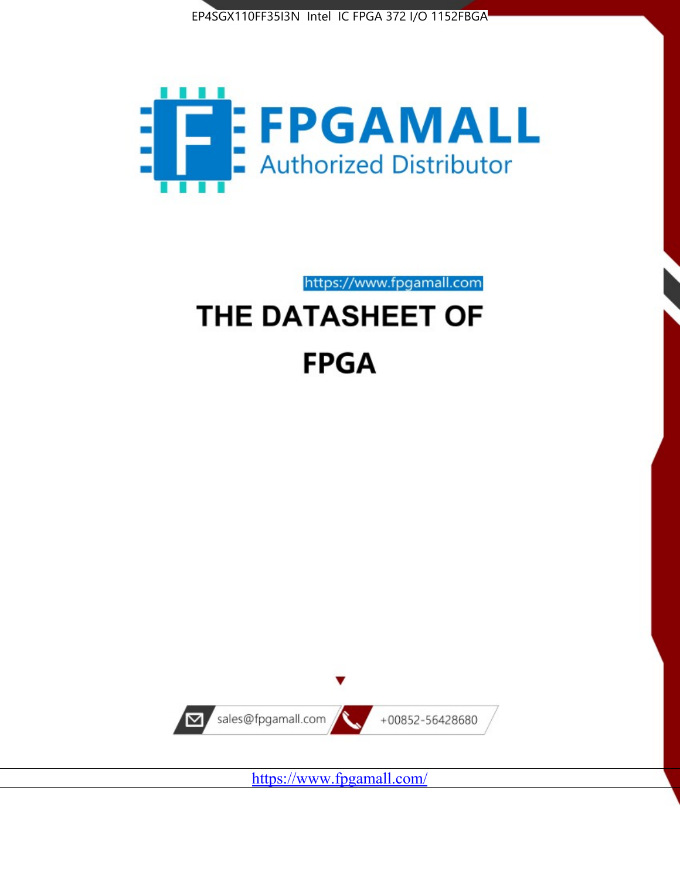EP4SGX110FF35I3N Intel IC FPGA 372 I/O 1152FBGA

# FPGAMALL

Authorized Distributor

https://www.fpgamall.com

# THE DATASHEET OF

# FPGA

sales@fpgamall.com

+00852-56428680

https://www.fpgamall.com/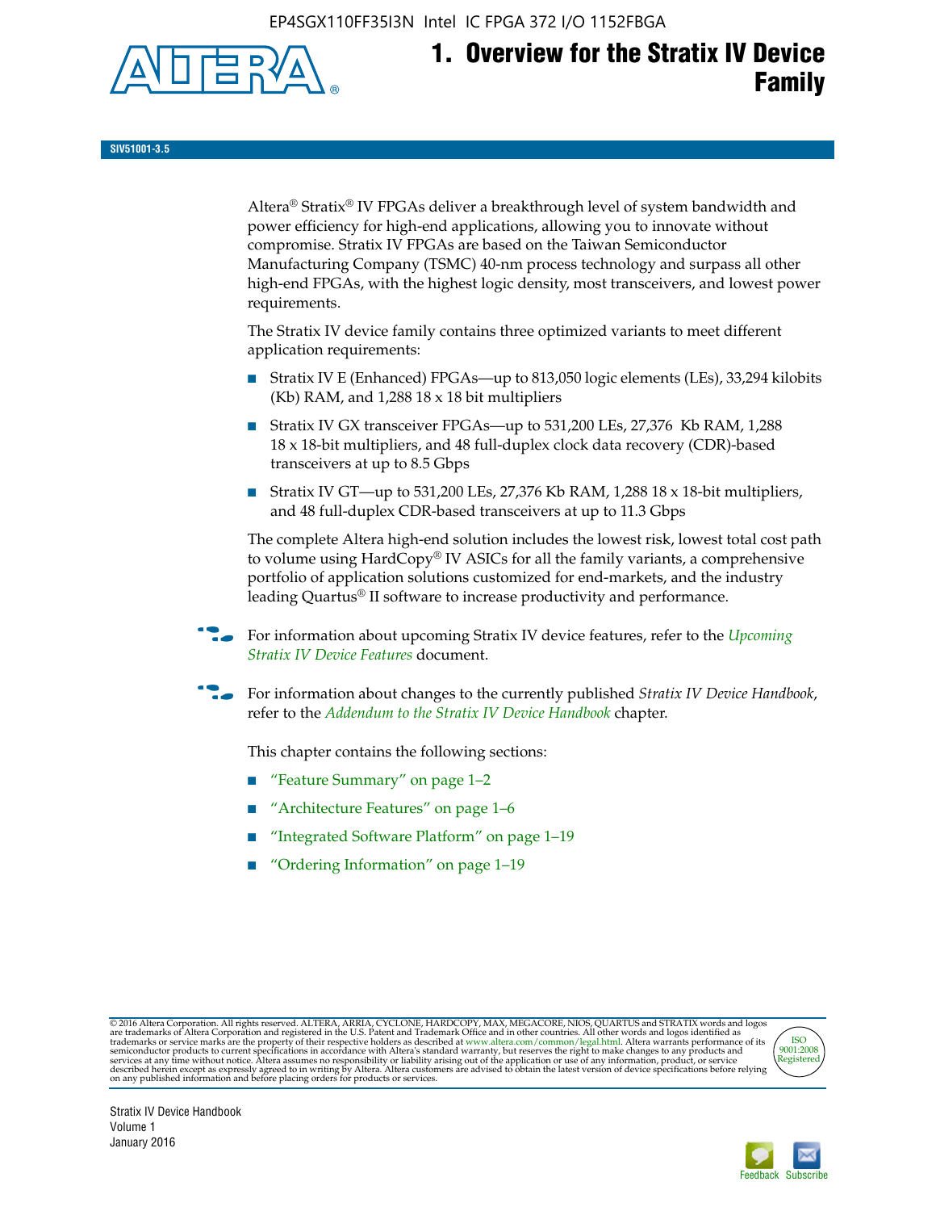# 1. Overview for the Stratix IV Device Family

SIV51001-3.5

Altera® Stratix® IV FPGAs deliver a breakthrough level of system bandwidth and power efficiency for high-end applications, allowing you to innovate without compromise. Stratix IV FPGAs are based on the Taiwan Semiconductor Manufacturing Company (TSMC) 40-nm process technology and surpass all other high-end FPGAs, with the highest logic density, most transceivers, and lowest power requirements.

The Stratix IV device family contains three optimized variants to meet different application requirements:

- Stratix IV E (Enhanced) FPGAs—up to 813,050 logic elements (LEs), 33,294 kilobits (Kb) RAM, and 1,288 18 x 18 bit multipliers
- Stratix IV GX transceiver FPGAs—up to 531,200 LEs, 27,376 Kb RAM, 1,288 18 x 18-bit multipliers, and 48 full-duplex clock data recovery (CDR)-based transceivers at up to 8.5 Gbps
- Stratix IV GT—up to 531,200 LEs, 27,376 Kb RAM, 1,288 18 x 18-bit multipliers, and 48 full-duplex CDR-based transceivers at up to 11.3 Gbps

The complete Altera high-end solution includes the lowest risk, lowest total cost path to volume using HardCopy® IV ASICs for all the family variants, a comprehensive portfolio of application solutions customized for end-markets, and the industry leading Quartus® II software to increase productivity and performance.

For information about upcoming Stratix IV device features, refer to the *Upcoming Stratix IV Device Features* document.

For information about changes to the currently published *Stratix IV Device Handbook*, refer to the *Addendum to the Stratix IV Device Handbook* chapter.

This chapter contains the following sections:

- "Feature Summary" on page 1–2
- "Architecture Features" on page 1–6
- "Integrated Software Platform" on page 1–19
- "Ordering Information" on page 1–19

© 2016 Altera Corporation. All rights reserved. ALTERA, ARRIA, CYCLONE, HARDCOPY, MAX, MEGACORE, NIOS, QUARTUS and STRATIX words and logos are trademarks of Altera Corporation and registered in the U.S. Patent and Trademark Office and in other countries. All other words and logos identified as trademarks or service marks are the property of their respective holders as described at www.altera.com/common/legal.html. Altera warrants performance of its semiconductor products to current specifications in accordance with Altera's standard warranty, but reserves the right to make changes to any products and services at any time without notice. Altera assumes no responsibility or liability arising out of the application or use of any information, product, or service described herein except as expressly agreed to in writing by Altera. Altera customers are advised to obtain the latest version of device specifications before relying on any published information and before placing orders for products or services.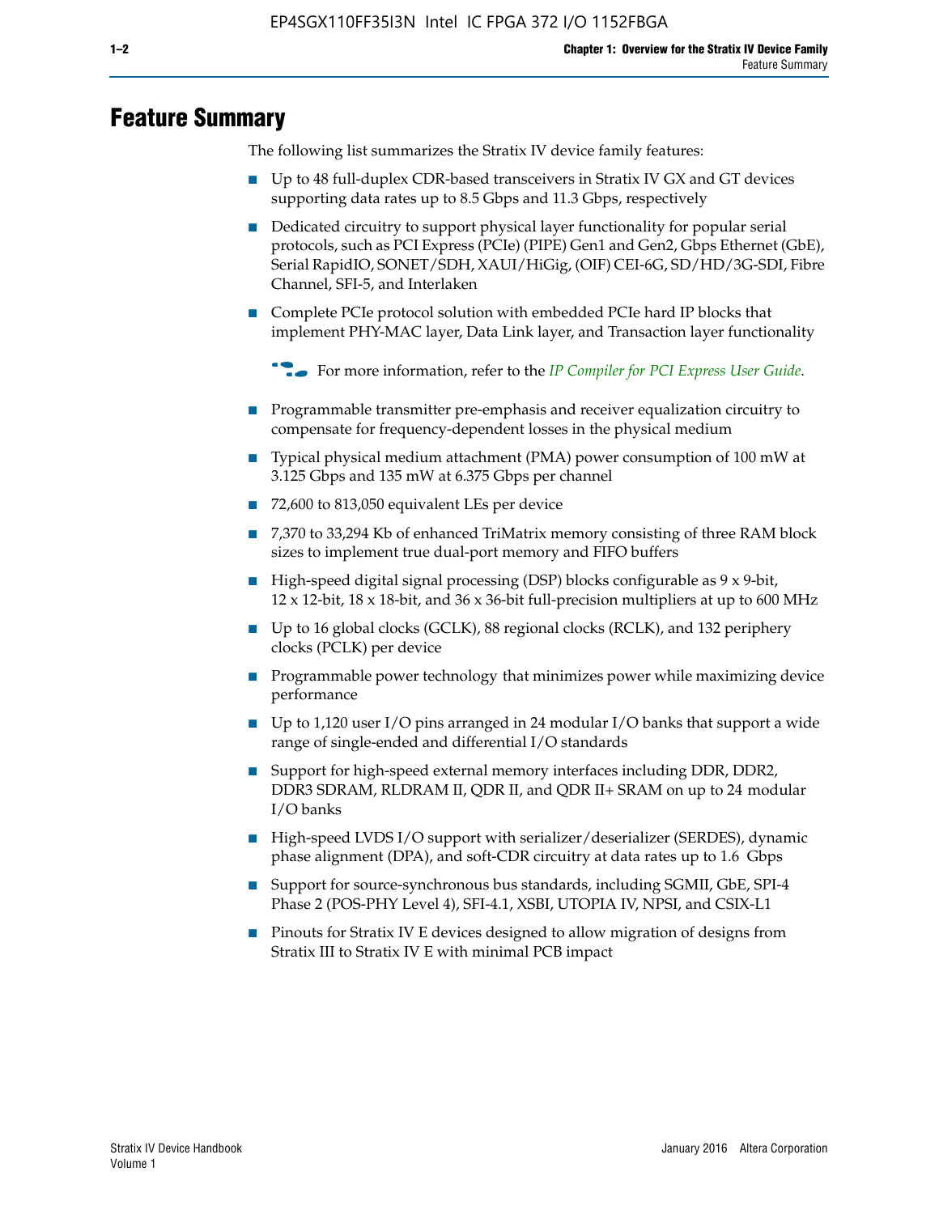# Feature Summary

The following list summarizes the Stratix IV device family features:

- Up to 48 full-duplex CDR-based transceivers in Stratix IV GX and GT devices supporting data rates up to 8.5 Gbps and 11.3 Gbps, respectively
- Dedicated circuitry to support physical layer functionality for popular serial protocols, such as PCI Express (PCIe) (PIPE) Gen1 and Gen2, Gbps Ethernet (GbE), Serial RapidIO, SONET/SDH, XAUI/HiGig, (OIF) CEI-6G, SD/HD/3G-SDI, Fibre Channel, SFI-5, and Interlaken
- Complete PCIe protocol solution with embedded PCIe hard IP blocks that implement PHY-MAC layer, Data Link layer, and Transaction layer functionality

  For more information, refer to the *IP Compiler for PCI Express User Guide*.

- Programmable transmitter pre-emphasis and receiver equalization circuitry to compensate for frequency-dependent losses in the physical medium
- Typical physical medium attachment (PMA) power consumption of 100 mW at 3.125 Gbps and 135 mW at 6.375 Gbps per channel
- 72,600 to 813,050 equivalent LEs per device
- 7,370 to 33,294 Kb of enhanced TriMatrix memory consisting of three RAM block sizes to implement true dual-port memory and FIFO buffers
- High-speed digital signal processing (DSP) blocks configurable as 9 x 9-bit, 12 x 12-bit, 18 x 18-bit, and 36 x 36-bit full-precision multipliers at up to 600 MHz
- Up to 16 global clocks (GCLK), 88 regional clocks (RCLK), and 132 periphery clocks (PCLK) per device
- Programmable power technology that minimizes power while maximizing device performance
- Up to 1,120 user I/O pins arranged in 24 modular I/O banks that support a wide range of single-ended and differential I/O standards
- Support for high-speed external memory interfaces including DDR, DDR2, DDR3 SDRAM, RLDRAM II, QDR II, and QDR II+ SRAM on up to 24 modular I/O banks
- High-speed LVDS I/O support with serializer/deserializer (SERDES), dynamic phase alignment (DPA), and soft-CDR circuitry at data rates up to 1.6 Gbps
- Support for source-synchronous bus standards, including SGMII, GbE, SPI-4 Phase 2 (POS-PHY Level 4), SFI-4.1, XSBI, UTOPIA IV, NPSI, and CSIX-L1
- Pinouts for Stratix IV E devices designed to allow migration of designs from Stratix III to Stratix IV E with minimal PCB impact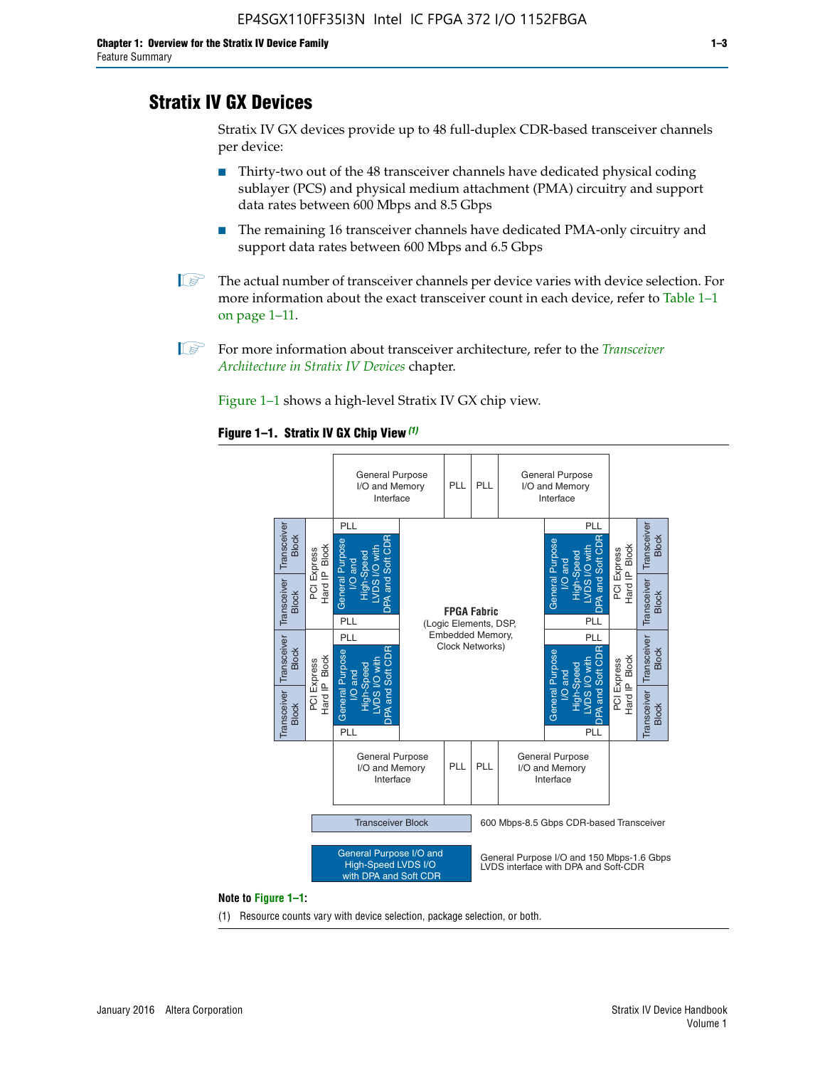# Stratix IV GX Devices

Stratix IV GX devices provide up to 48 full-duplex CDR-based transceiver channels per device:

- Thirty-two out of the 48 transceiver channels have dedicated physical coding sublayer (PCS) and physical medium attachment (PMA) circuitry and support data rates between 600 Mbps and 8.5 Gbps
- The remaining 16 transceiver channels have dedicated PMA-only circuitry and support data rates between 600 Mbps and 6.5 Gbps

The actual number of transceiver channels per device varies with device selection. For more information about the exact transceiver count in each device, refer to Table 1–1 on page 1–11.

For more information about transceiver architecture, refer to the *Transceiver Architecture in Stratix IV Devices* chapter.

Figure 1–1 shows a high-level Stratix IV GX chip view.

**Figure 1–1. Stratix IV GX Chip View** *(1)*

General Purpose I/O and Memory Interface | PLL | PLL | General Purpose I/O and Memory Interface

Transceiver Block | Transceiver Block | PCI Express Hard IP Block | PLL | General Purpose I/O and High-Speed LVDS I/O with DPA and Soft CDR | PLL

Transceiver Block | Transceiver Block | PCI Express Hard IP Block | PLL | General Purpose I/O and High-Speed LVDS I/O with DPA and Soft CDR | PLL

**FPGA Fabric** (Logic Elements, DSP, Embedded Memory, Clock Networks)

PLL | General Purpose I/O and High-Speed LVDS I/O with DPA and Soft CDR | PLL | PCI Express Hard IP Block | Transceiver Block | Transceiver Block

PLL | General Purpose I/O and High-Speed LVDS I/O with DPA and Soft CDR | PLL | PCI Express Hard IP Block | Transceiver Block | Transceiver Block

General Purpose I/O and Memory Interface | PLL | PLL | General Purpose I/O and Memory Interface

Transceiver Block — 600 Mbps-8.5 Gbps CDR-based Transceiver

General Purpose I/O and High-Speed LVDS I/O with DPA and Soft CDR — General Purpose I/O and 150 Mbps-1.6 Gbps LVDS interface with DPA and Soft-CDR

**Note to Figure 1–1:**

(1) Resource counts vary with device selection, package selection, or both.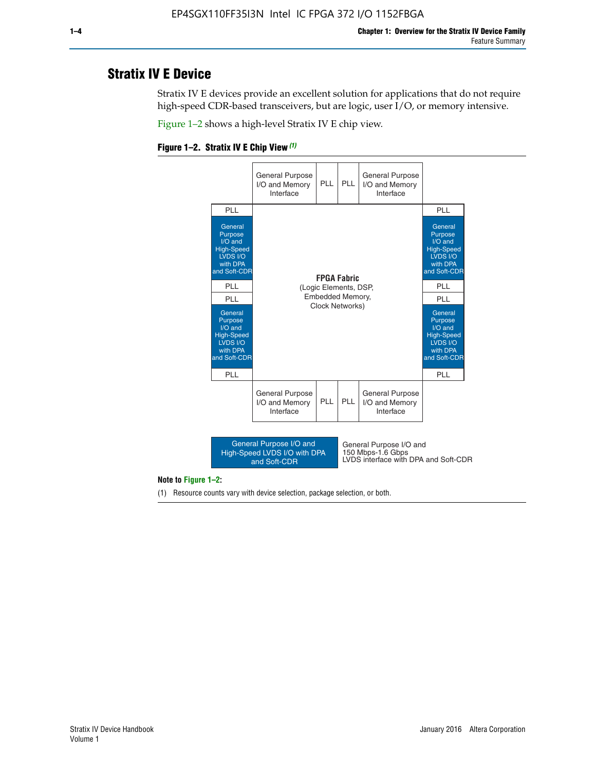## Stratix IV E Device

Stratix IV E devices provide an excellent solution for applications that do not require high-speed CDR-based transceivers, but are logic, user I/O, or memory intensive.

Figure 1–2 shows a high-level Stratix IV E chip view.

**Figure 1–2. Stratix IV E Chip View (1)**

| | General Purpose I/O and Memory Interface | PLL | PLL | General Purpose I/O and Memory Interface | |
|---|---|---|---|---|---|
| PLL | | | | | PLL |
| General Purpose I/O and High-Speed LVDS I/O with DPA and Soft-CDR | **FPGA Fabric** (Logic Elements, DSP, Embedded Memory, Clock Networks) | | | | General Purpose I/O and High-Speed LVDS I/O with DPA and Soft-CDR |
| PLL | | | | | PLL |
| PLL | | | | | PLL |
| General Purpose I/O and High-Speed LVDS I/O with DPA and Soft-CDR | | | | | General Purpose I/O and High-Speed LVDS I/O with DPA and Soft-CDR |
| PLL | | | | | PLL |
| | General Purpose I/O and Memory Interface | PLL | PLL | General Purpose I/O and Memory Interface | |

Legend: General Purpose I/O and High-Speed LVDS I/O with DPA and Soft-CDR — General Purpose I/O and 150 Mbps-1.6 Gbps LVDS interface with DPA and Soft-CDR

**Note to Figure 1–2:**

(1) Resource counts vary with device selection, package selection, or both.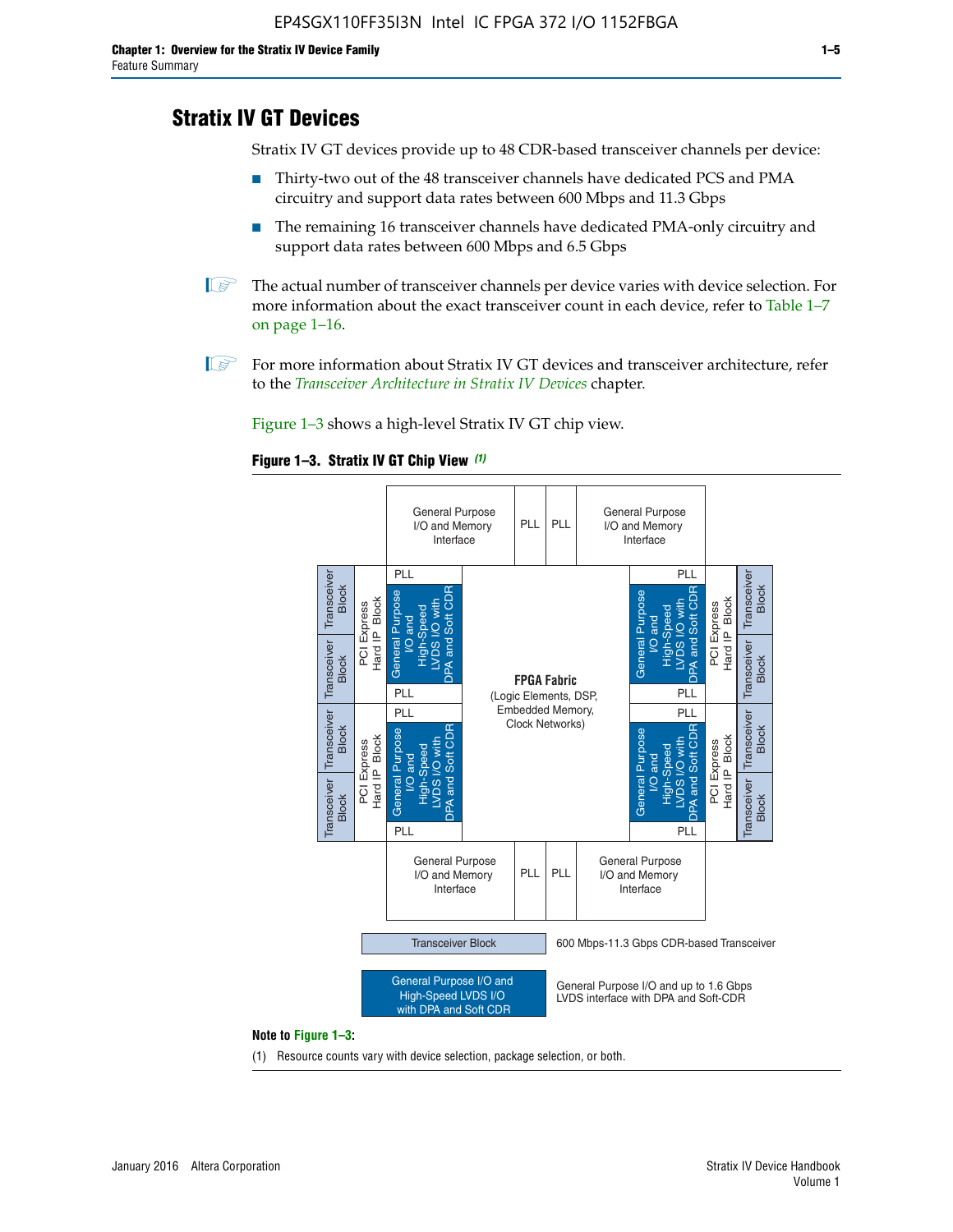## Stratix IV GT Devices

Stratix IV GT devices provide up to 48 CDR-based transceiver channels per device:

- Thirty-two out of the 48 transceiver channels have dedicated PCS and PMA circuitry and support data rates between 600 Mbps and 11.3 Gbps
- The remaining 16 transceiver channels have dedicated PMA-only circuitry and support data rates between 600 Mbps and 6.5 Gbps

The actual number of transceiver channels per device varies with device selection. For more information about the exact transceiver count in each device, refer to Table 1–7 on page 1–16.

For more information about Stratix IV GT devices and transceiver architecture, refer to the *Transceiver Architecture in Stratix IV Devices* chapter.

Figure 1–3 shows a high-level Stratix IV GT chip view.

**Figure 1–3. Stratix IV GT Chip View** *(1)*

General Purpose I/O and Memory Interface | PLL | PLL | General Purpose I/O and Memory Interface

Transceiver Block | Transceiver Block | PCI Express Hard IP Block | PLL | General Purpose I/O and High-Speed LVDS I/O with DPA and Soft CDR | PLL

Transceiver Block | Transceiver Block | PCI Express Hard IP Block | PLL | General Purpose I/O and High-Speed LVDS I/O with DPA and Soft CDR | PLL

**FPGA Fabric** (Logic Elements, DSP, Embedded Memory, Clock Networks)

PLL | General Purpose I/O and High-Speed LVDS I/O with DPA and Soft CDR | PLL | PCI Express Hard IP Block | Transceiver Block | Transceiver Block

PLL | General Purpose I/O and High-Speed LVDS I/O with DPA and Soft CDR | PLL | PCI Express Hard IP Block | Transceiver Block | Transceiver Block

General Purpose I/O and Memory Interface | PLL | PLL | General Purpose I/O and Memory Interface

Transceiver Block — 600 Mbps-11.3 Gbps CDR-based Transceiver

General Purpose I/O and High-Speed LVDS I/O with DPA and Soft CDR — General Purpose I/O and up to 1.6 Gbps LVDS interface with DPA and Soft-CDR

**Note to Figure 1–3:**

(1) Resource counts vary with device selection, package selection, or both.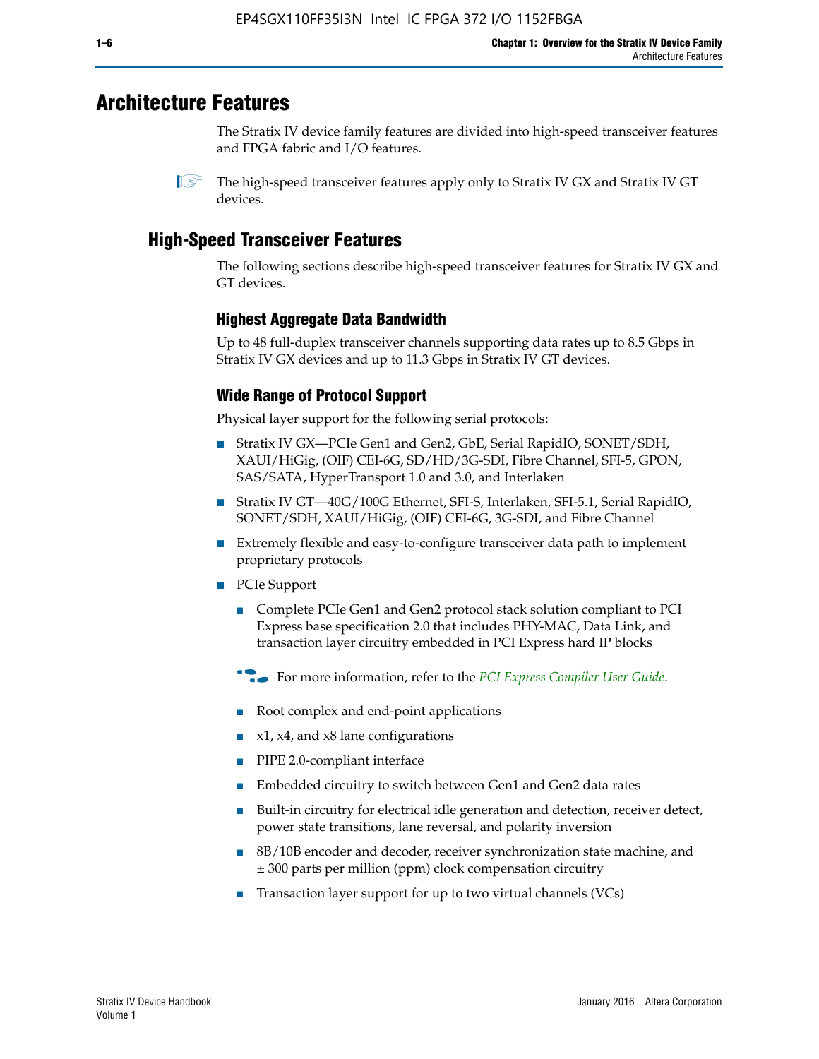# Architecture Features

The Stratix IV device family features are divided into high-speed transceiver features and FPGA fabric and I/O features.

The high-speed transceiver features apply only to Stratix IV GX and Stratix IV GT devices.

## High-Speed Transceiver Features

The following sections describe high-speed transceiver features for Stratix IV GX and GT devices.

### Highest Aggregate Data Bandwidth

Up to 48 full-duplex transceiver channels supporting data rates up to 8.5 Gbps in Stratix IV GX devices and up to 11.3 Gbps in Stratix IV GT devices.

### Wide Range of Protocol Support

Physical layer support for the following serial protocols:

- Stratix IV GX—PCIe Gen1 and Gen2, GbE, Serial RapidIO, SONET/SDH, XAUI/HiGig, (OIF) CEI-6G, SD/HD/3G-SDI, Fibre Channel, SFI-5, GPON, SAS/SATA, HyperTransport 1.0 and 3.0, and Interlaken
- Stratix IV GT—40G/100G Ethernet, SFI-S, Interlaken, SFI-5.1, Serial RapidIO, SONET/SDH, XAUI/HiGig, (OIF) CEI-6G, 3G-SDI, and Fibre Channel
- Extremely flexible and easy-to-configure transceiver data path to implement proprietary protocols
- PCIe Support
  - Complete PCIe Gen1 and Gen2 protocol stack solution compliant to PCI Express base specification 2.0 that includes PHY-MAC, Data Link, and transaction layer circuitry embedded in PCI Express hard IP blocks

    For more information, refer to the *PCI Express Compiler User Guide*.

  - Root complex and end-point applications
  - x1, x4, and x8 lane configurations
  - PIPE 2.0-compliant interface
  - Embedded circuitry to switch between Gen1 and Gen2 data rates
  - Built-in circuitry for electrical idle generation and detection, receiver detect, power state transitions, lane reversal, and polarity inversion
  - 8B/10B encoder and decoder, receiver synchronization state machine, and ± 300 parts per million (ppm) clock compensation circuitry
  - Transaction layer support for up to two virtual channels (VCs)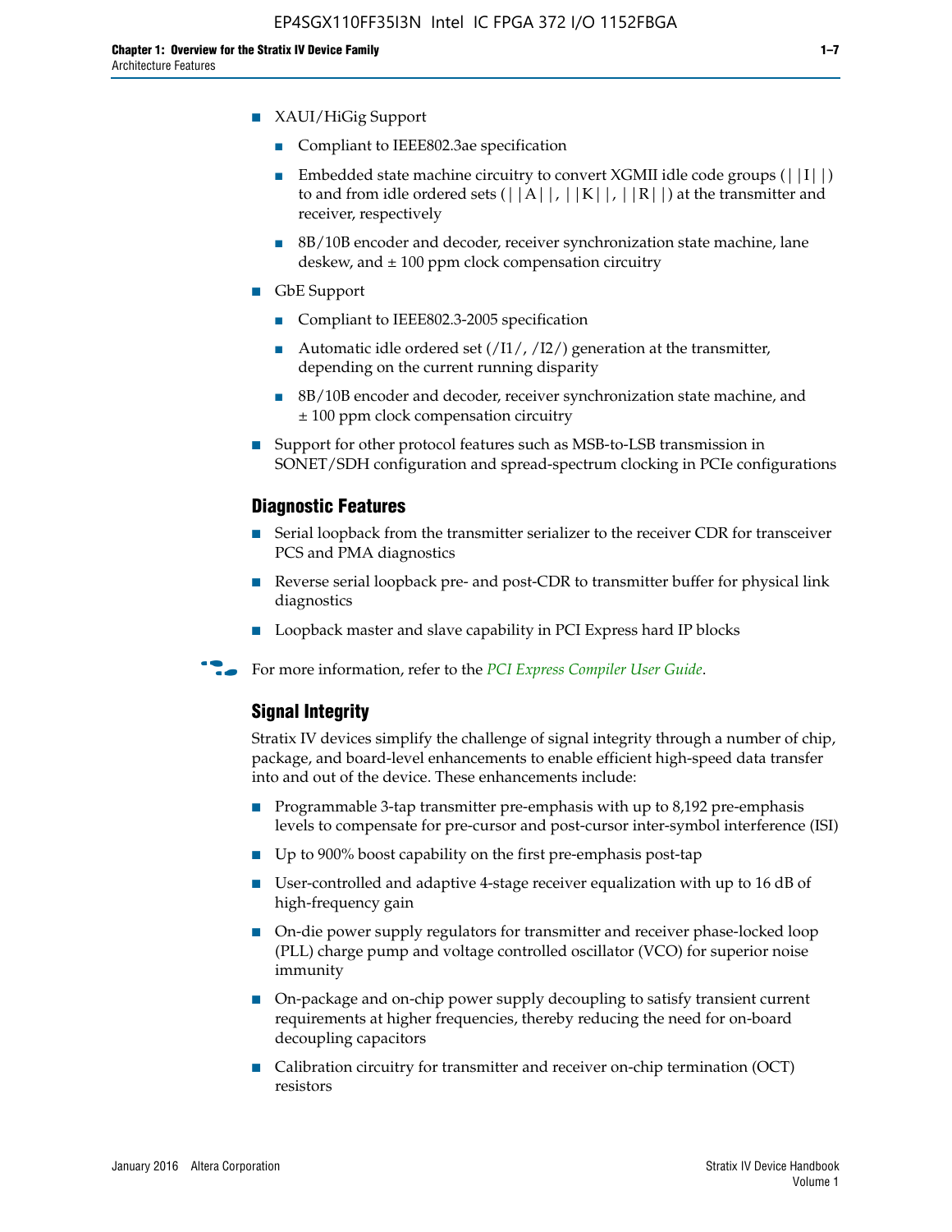- XAUI/HiGig Support
  - Compliant to IEEE802.3ae specification
  - Embedded state machine circuitry to convert XGMII idle code groups (||I||) to and from idle ordered sets (||A||, ||K||, ||R||) at the transmitter and receiver, respectively
  - 8B/10B encoder and decoder, receiver synchronization state machine, lane deskew, and ± 100 ppm clock compensation circuitry
- GbE Support
  - Compliant to IEEE802.3-2005 specification
  - Automatic idle ordered set (/I1/, /I2/) generation at the transmitter, depending on the current running disparity
  - 8B/10B encoder and decoder, receiver synchronization state machine, and ± 100 ppm clock compensation circuitry
- Support for other protocol features such as MSB-to-LSB transmission in SONET/SDH configuration and spread-spectrum clocking in PCIe configurations

### Diagnostic Features

- Serial loopback from the transmitter serializer to the receiver CDR for transceiver PCS and PMA diagnostics
- Reverse serial loopback pre- and post-CDR to transmitter buffer for physical link diagnostics
- Loopback master and slave capability in PCI Express hard IP blocks

For more information, refer to the *PCI Express Compiler User Guide*.

### Signal Integrity

Stratix IV devices simplify the challenge of signal integrity through a number of chip, package, and board-level enhancements to enable efficient high-speed data transfer into and out of the device. These enhancements include:

- Programmable 3-tap transmitter pre-emphasis with up to 8,192 pre-emphasis levels to compensate for pre-cursor and post-cursor inter-symbol interference (ISI)
- Up to 900% boost capability on the first pre-emphasis post-tap
- User-controlled and adaptive 4-stage receiver equalization with up to 16 dB of high-frequency gain
- On-die power supply regulators for transmitter and receiver phase-locked loop (PLL) charge pump and voltage controlled oscillator (VCO) for superior noise immunity
- On-package and on-chip power supply decoupling to satisfy transient current requirements at higher frequencies, thereby reducing the need for on-board decoupling capacitors
- Calibration circuitry for transmitter and receiver on-chip termination (OCT) resistors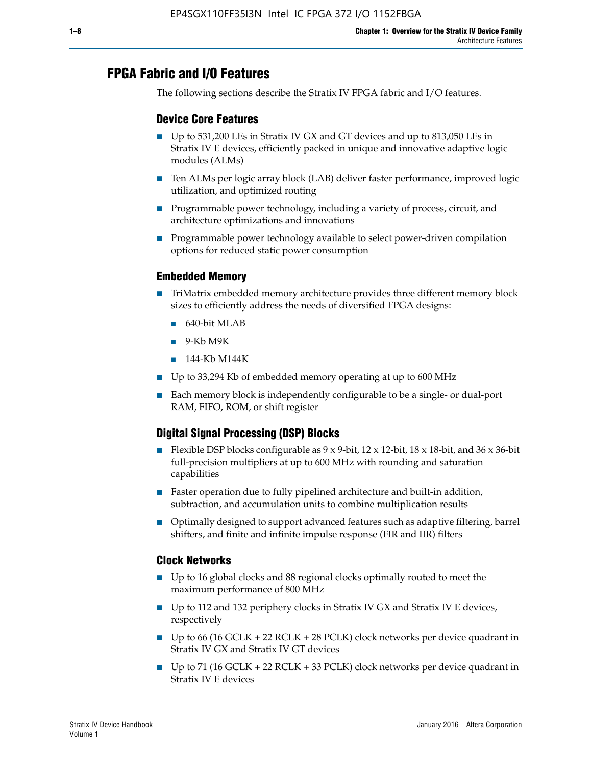## FPGA Fabric and I/O Features

The following sections describe the Stratix IV FPGA fabric and I/O features.

### Device Core Features

- Up to 531,200 LEs in Stratix IV GX and GT devices and up to 813,050 LEs in Stratix IV E devices, efficiently packed in unique and innovative adaptive logic modules (ALMs)
- Ten ALMs per logic array block (LAB) deliver faster performance, improved logic utilization, and optimized routing
- Programmable power technology, including a variety of process, circuit, and architecture optimizations and innovations
- Programmable power technology available to select power-driven compilation options for reduced static power consumption

### Embedded Memory

- TriMatrix embedded memory architecture provides three different memory block sizes to efficiently address the needs of diversified FPGA designs:
  - 640-bit MLAB
  - 9-Kb M9K
  - 144-Kb M144K
- Up to 33,294 Kb of embedded memory operating at up to 600 MHz
- Each memory block is independently configurable to be a single- or dual-port RAM, FIFO, ROM, or shift register

### Digital Signal Processing (DSP) Blocks

- Flexible DSP blocks configurable as 9 x 9-bit, 12 x 12-bit, 18 x 18-bit, and 36 x 36-bit full-precision multipliers at up to 600 MHz with rounding and saturation capabilities
- Faster operation due to fully pipelined architecture and built-in addition, subtraction, and accumulation units to combine multiplication results
- Optimally designed to support advanced features such as adaptive filtering, barrel shifters, and finite and infinite impulse response (FIR and IIR) filters

### Clock Networks

- Up to 16 global clocks and 88 regional clocks optimally routed to meet the maximum performance of 800 MHz
- Up to 112 and 132 periphery clocks in Stratix IV GX and Stratix IV E devices, respectively
- Up to 66 (16 GCLK + 22 RCLK + 28 PCLK) clock networks per device quadrant in Stratix IV GX and Stratix IV GT devices
- Up to 71 (16 GCLK + 22 RCLK + 33 PCLK) clock networks per device quadrant in Stratix IV E devices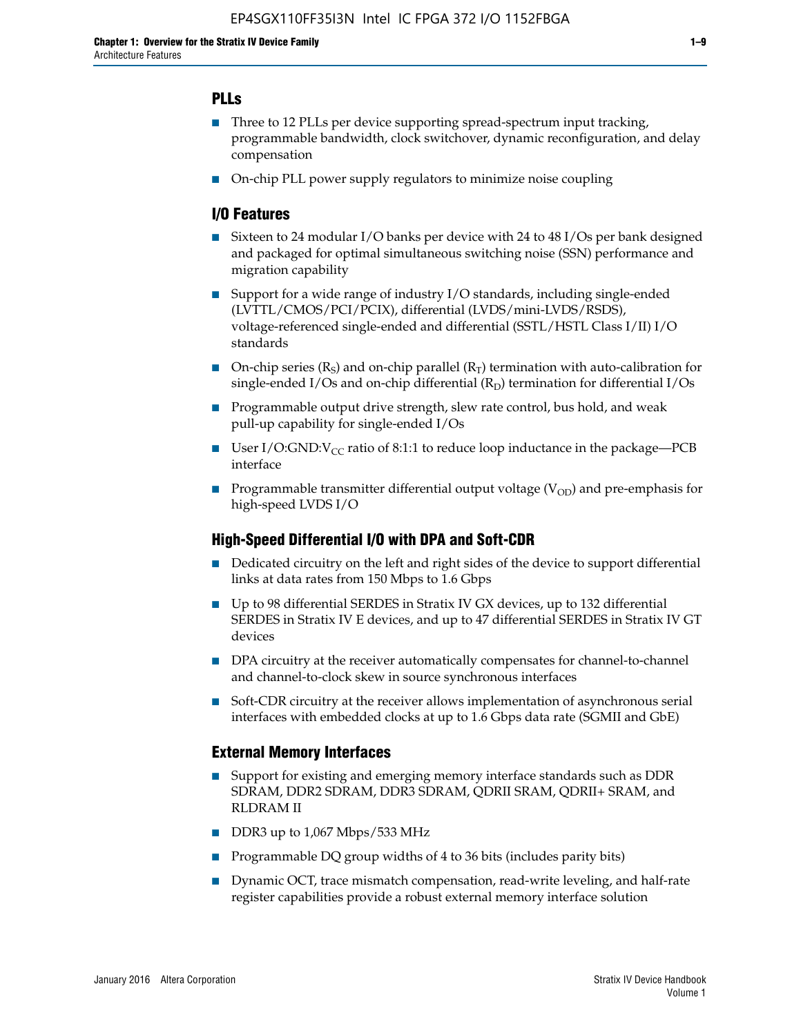## PLLs

- Three to 12 PLLs per device supporting spread-spectrum input tracking, programmable bandwidth, clock switchover, dynamic reconfiguration, and delay compensation
- On-chip PLL power supply regulators to minimize noise coupling

## I/O Features

- Sixteen to 24 modular I/O banks per device with 24 to 48 I/Os per bank designed and packaged for optimal simultaneous switching noise (SSN) performance and migration capability
- Support for a wide range of industry I/O standards, including single-ended (LVTTL/CMOS/PCI/PCIX), differential (LVDS/mini-LVDS/RSDS), voltage-referenced single-ended and differential (SSTL/HSTL Class I/II) I/O standards
- On-chip series ($R_S$) and on-chip parallel ($R_T$) termination with auto-calibration for single-ended I/Os and on-chip differential ($R_D$) termination for differential I/Os
- Programmable output drive strength, slew rate control, bus hold, and weak pull-up capability for single-ended I/Os
- User I/O:GND:$V_{CC}$ ratio of 8:1:1 to reduce loop inductance in the package—PCB interface
- Programmable transmitter differential output voltage ($V_{OD}$) and pre-emphasis for high-speed LVDS I/O

## High-Speed Differential I/O with DPA and Soft-CDR

- Dedicated circuitry on the left and right sides of the device to support differential links at data rates from 150 Mbps to 1.6 Gbps
- Up to 98 differential SERDES in Stratix IV GX devices, up to 132 differential SERDES in Stratix IV E devices, and up to 47 differential SERDES in Stratix IV GT devices
- DPA circuitry at the receiver automatically compensates for channel-to-channel and channel-to-clock skew in source synchronous interfaces
- Soft-CDR circuitry at the receiver allows implementation of asynchronous serial interfaces with embedded clocks at up to 1.6 Gbps data rate (SGMII and GbE)

## External Memory Interfaces

- Support for existing and emerging memory interface standards such as DDR SDRAM, DDR2 SDRAM, DDR3 SDRAM, QDRII SRAM, QDRII+ SRAM, and RLDRAM II
- DDR3 up to 1,067 Mbps/533 MHz
- Programmable DQ group widths of 4 to 36 bits (includes parity bits)
- Dynamic OCT, trace mismatch compensation, read-write leveling, and half-rate register capabilities provide a robust external memory interface solution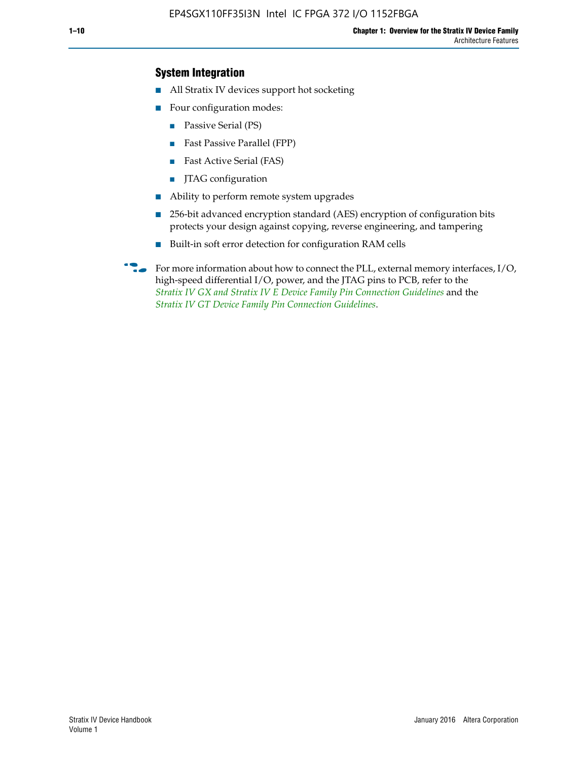### System Integration

- All Stratix IV devices support hot socketing
- Four configuration modes:
  - Passive Serial (PS)
  - Fast Passive Parallel (FPP)
  - Fast Active Serial (FAS)
  - JTAG configuration
- Ability to perform remote system upgrades
- 256-bit advanced encryption standard (AES) encryption of configuration bits protects your design against copying, reverse engineering, and tampering
- Built-in soft error detection for configuration RAM cells

For more information about how to connect the PLL, external memory interfaces, I/O, high-speed differential I/O, power, and the JTAG pins to PCB, refer to the *Stratix IV GX and Stratix IV E Device Family Pin Connection Guidelines* and the *Stratix IV GT Device Family Pin Connection Guidelines*.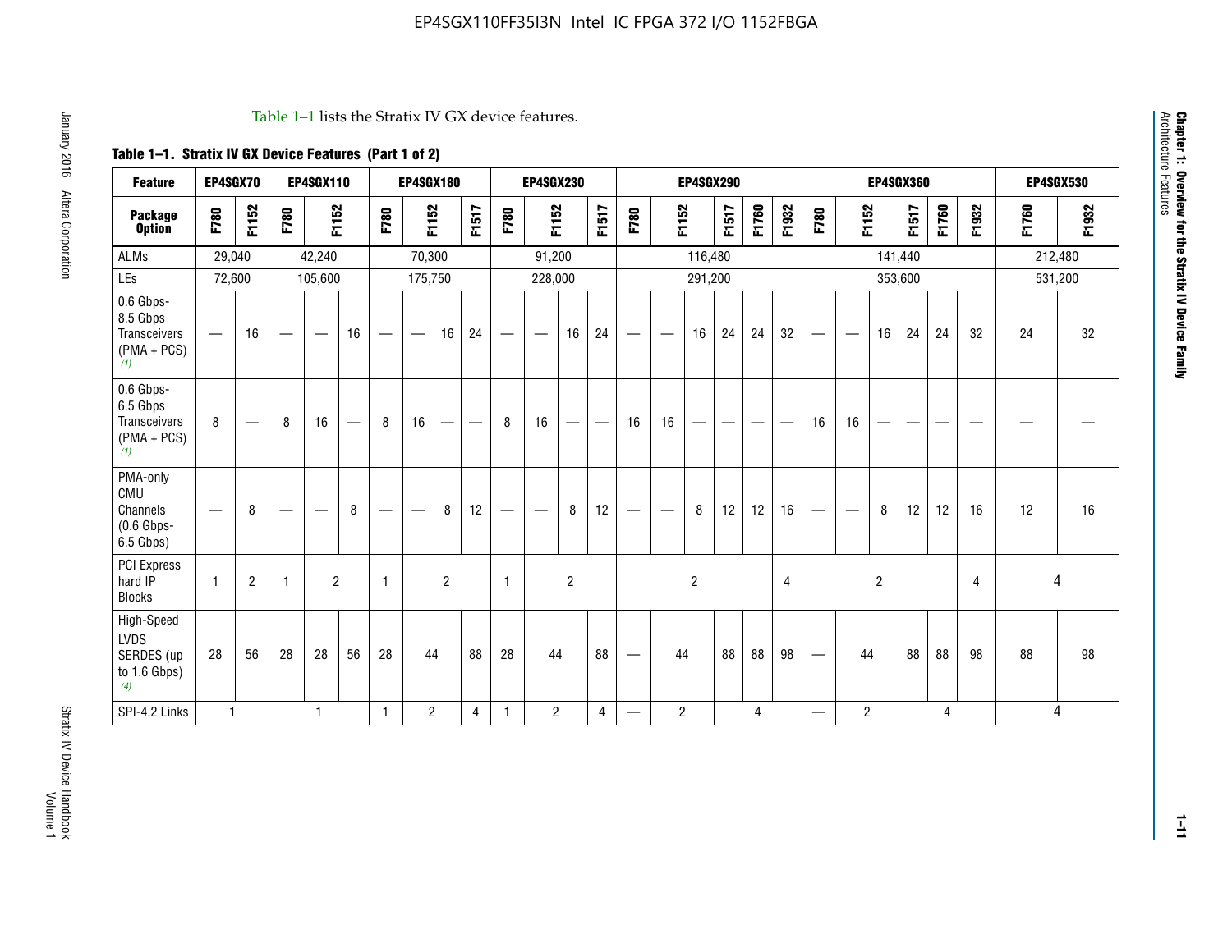Table 1–1 lists the Stratix IV GX device features.

**Table 1–1. Stratix IV GX Device Features (Part 1 of 2)**

| Feature | EP4SGX70 | | EP4SGX110 | | | EP4SGX180 | | | | EP4SGX230 | | | | EP4SGX290 | | | | | | EP4SGX360 | | | | | | EP4SGX530 | |
|---|---|---|---|---|---|---|---|---|---|---|---|---|---|---|---|---|---|---|---|---|---|---|---|---|---|---|---|
| **Package Option** | F780 | F1152 | F780 | F1152 | | F780 | F1152 | | F1517 | F780 | F1152 | | F1517 | F780 | F1152 | | F1517 | F1760 | F1932 | F780 | F1152 | | F1517 | F1760 | F1932 | F1760 | F1932 |
| ALMs | 29,040 | | 42,240 | | | 70,300 | | | | 91,200 | | | | 116,480 | | | | | | 141,440 | | | | | | 212,480 | |
| LEs | 72,600 | | 105,600 | | | 175,750 | | | | 228,000 | | | | 291,200 | | | | | | 353,600 | | | | | | 531,200 | |
| 0.6 Gbps-8.5 Gbps Transceivers (PMA + PCS) *(1)* | — | 16 | — | — | 16 | — | — | 16 | 24 | — | — | 16 | 24 | — | — | 16 | 24 | 24 | 32 | — | — | 16 | 24 | 24 | 32 | 24 | 32 |
| 0.6 Gbps-6.5 Gbps Transceivers (PMA + PCS) *(1)* | 8 | — | 8 | 16 | — | 8 | 16 | — | — | 8 | 16 | — | — | 16 | 16 | — | — | — | — | 16 | 16 | — | — | — | — | — | — |
| PMA-only CMU Channels (0.6 Gbps-6.5 Gbps) | — | 8 | — | — | 8 | — | — | 8 | 12 | — | — | 8 | 12 | — | — | 8 | 12 | 12 | 16 | — | — | 8 | 12 | 12 | 16 | 12 | 16 |
| PCI Express hard IP Blocks | 1 | 2 | 1 | 2 | | 1 | 2 | | | 1 | 2 | | | 2 | | | | | 4 | 2 | | | | | 4 | 4 | |
| High-Speed LVDS SERDES (up to 1.6 Gbps) *(4)* | 28 | 56 | 28 | 28 | 56 | 28 | 44 | | 88 | 28 | 44 | | 88 | — | 44 | | 88 | 88 | 98 | — | 44 | | 88 | 88 | 98 | 88 | 98 |
| SPI-4.2 Links | 1 | | 1 | | | 1 | 2 | | 4 | 1 | 2 | | 4 | — | 2 | | 4 | | | — | 2 | | 4 | | | 4 | |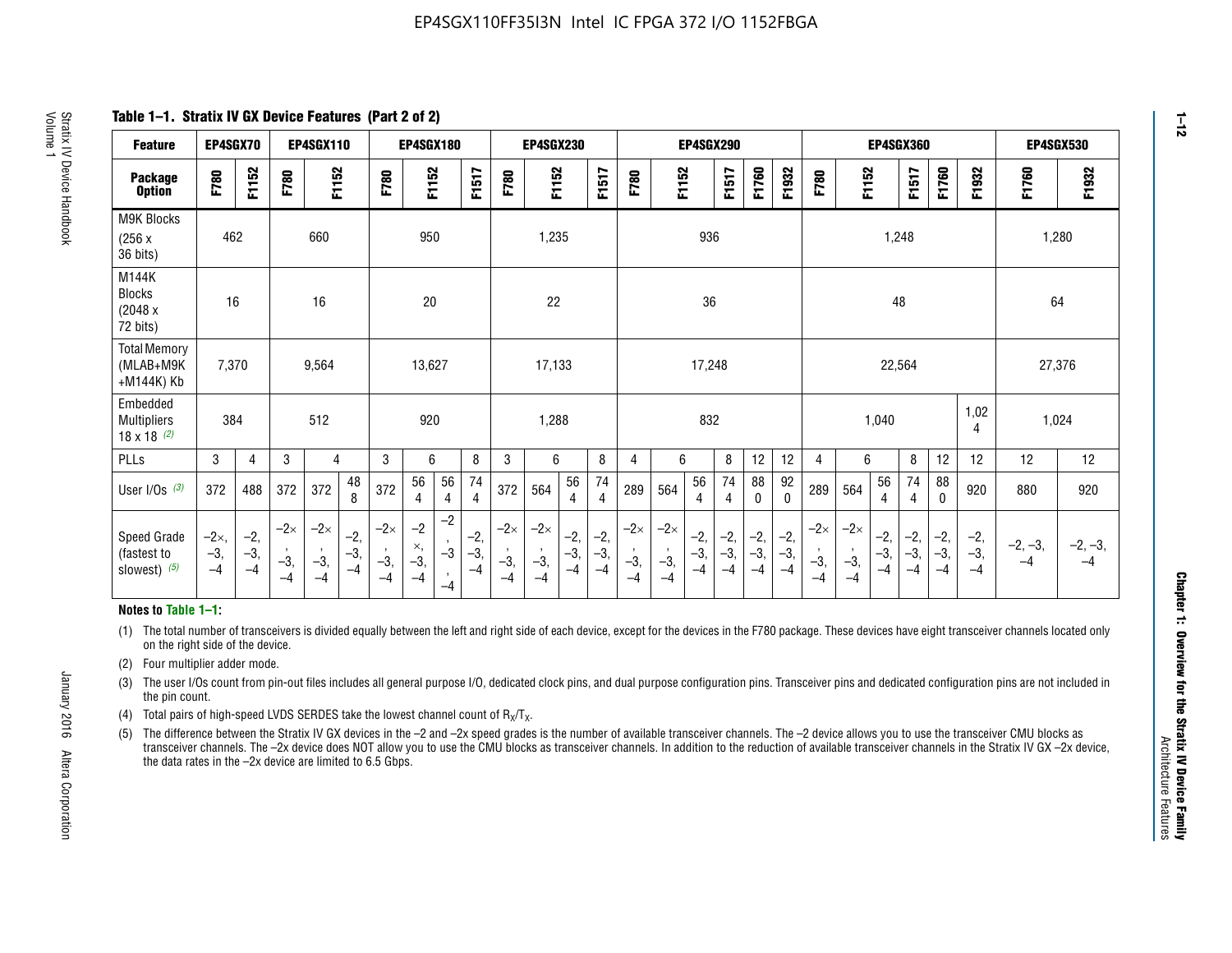EP4SGX110FF35I3N Intel IC FPGA 372 I/O 1152FBGA

**Table 1–1. Stratix IV GX Device Features (Part 2 of 2)**

| Feature | EP4SGX70 | | EP4SGX110 | | | EP4SGX180 | | | | EP4SGX230 | | | | EP4SGX290 | | | | | | EP4SGX360 | | | | | | EP4SGX530 | |
|---|---|---|---|---|---|---|---|---|---|---|---|---|---|---|---|---|---|---|---|---|---|---|---|---|---|---|---|
| Package Option | F780 | F1152 | F780 | F1152 | | F780 | F1152 | | F1517 | F780 | F1152 | | F1517 | F780 | F1152 | | F1517 | F1760 | F1932 | F780 | F1152 | | F1517 | F1760 | F1932 | F1760 | F1932 |
| M9K Blocks (256 x 36 bits) | 462 | | 660 | | | 950 | | | | 1,235 | | | | 936 | | | | | | 1,248 | | | | | | 1,280 | |
| M144K Blocks (2048 x 72 bits) | 16 | | 16 | | | 20 | | | | 22 | | | | 36 | | | | | | 48 | | | | | | 64 | |
| Total Memory (MLAB+M9K +M144K) Kb | 7,370 | | 9,564 | | | 13,627 | | | | 17,133 | | | | 17,248 | | | | | | 22,564 | | | | | | 27,376 | |
| Embedded Multipliers 18 x 18 (2) | 384 | | 512 | | | 920 | | | | 1,288 | | | | 832 | | | | | | 1,040 | | | | | 1,024 | 1,024 | |
| PLLs | 3 | 4 | 3 | 4 | | 3 | 6 | | 8 | 3 | 6 | | 8 | 4 | 6 | | 8 | 12 | 12 | 4 | 6 | | 8 | 12 | 12 | 12 | 12 |
| User I/Os (3) | 372 | 488 | 372 | 372 | 488 | 372 | 564 | 564 | 744 | 372 | 564 | 564 | 744 | 289 | 564 | 564 | 744 | 880 | 920 | 289 | 564 | 564 | 744 | 880 | 920 | 880 | 920 |
| Speed Grade (fastest to slowest) (5) | –2×, –3, –4 | –2, –3, –4 | –2×, –3, –4 | –2×, –3, –4 | –2, –3, –4 | –2×, –3, –4 | –2×, –3, –4 | –2, –3, –4 | –2, –3, –4 | –2×, –3, –4 | –2×, –3, –4 | –2, –3, –4 | –2, –3, –4 | –2×, –3, –4 | –2×, –3, –4 | –2, –3, –4 | –2, –3, –4 | –2, –3, –4 | –2, –3, –4 | –2×, –3, –4 | –2×, –3, –4 | –2, –3, –4 | –2, –3, –4 | –2, –3, –4 | –2, –3, –4 | –2, –3, –4 | –2, –3, –4 |

**Notes to Table 1–1:**

(1) The total number of transceivers is divided equally between the left and right side of each device, except for the devices in the F780 package. These devices have eight transceiver channels located only on the right side of the device.

(2) Four multiplier adder mode.

(3) The user I/Os count from pin-out files includes all general purpose I/O, dedicated clock pins, and dual purpose configuration pins. Transceiver pins and dedicated configuration pins are not included in the pin count.

(4) Total pairs of high-speed LVDS SERDES take the lowest channel count of $R_X/T_X$.

(5) The difference between the Stratix IV GX devices in the –2 and –2x speed grades is the number of available transceiver channels. The –2 device allows you to use the transceiver CMU blocks as transceiver channels. The –2x device does NOT allow you to use the CMU blocks as transceiver channels. In addition to the reduction of available transceiver channels in the Stratix IV GX –2x device, the data rates in the –2x device are limited to 6.5 Gbps.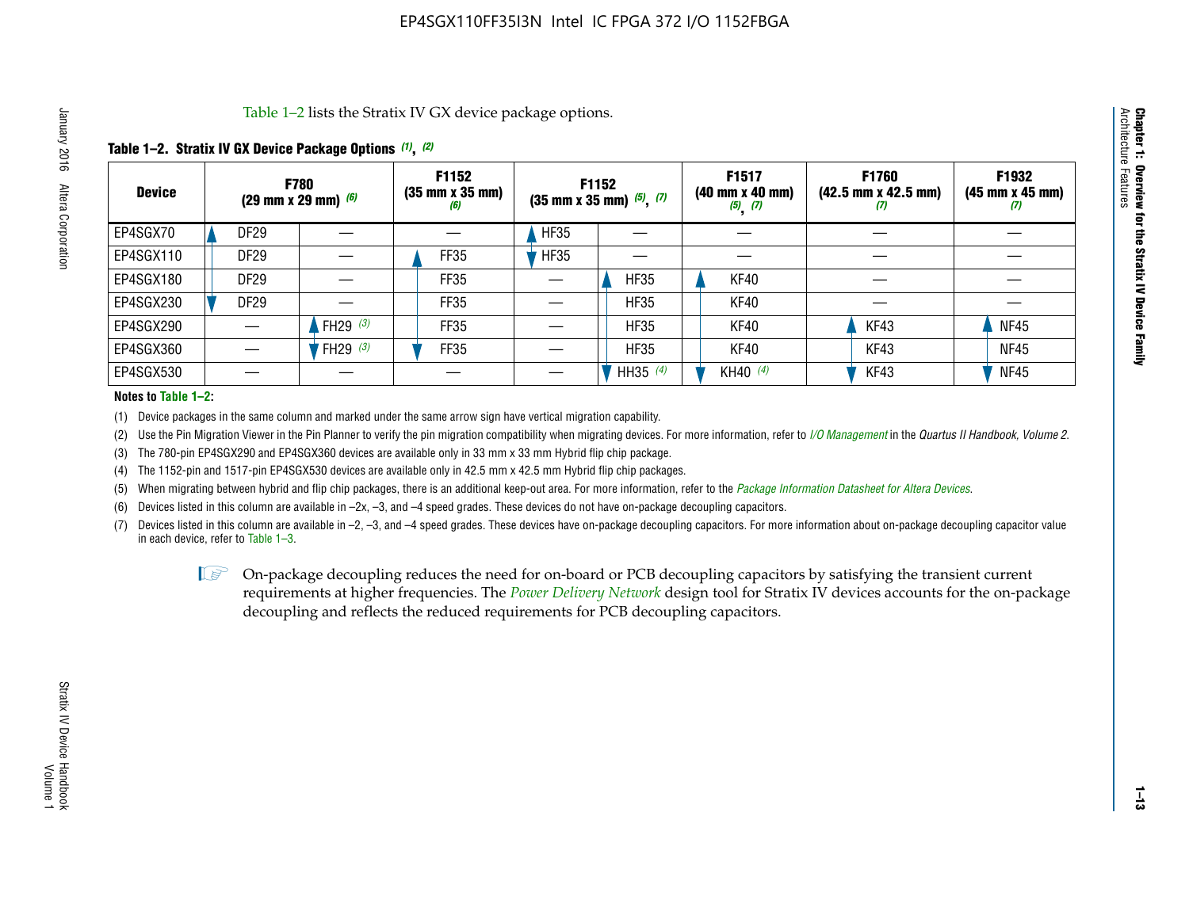Table 1–2 lists the Stratix IV GX device package options.

**Table 1–2. Stratix IV GX Device Package Options (1), (2)**

| Device | F780 (29 mm x 29 mm) (6) | | F1152 (35 mm x 35 mm) (6) | F1152 (35 mm x 35 mm) (5), (7) | | F1517 (40 mm x 40 mm) (5), (7) | F1760 (42.5 mm x 42.5 mm) (7) | F1932 (45 mm x 45 mm) (7) |
|---|---|---|---|---|---|---|---|---|
| EP4SGX70 | DF29 | — | — | HF35 | — | — | — | — |
| EP4SGX110 | DF29 | — | FF35 | HF35 | — | — | — | — |
| EP4SGX180 | DF29 | — | FF35 | — | HF35 | KF40 | — | — |
| EP4SGX230 | DF29 | — | FF35 | — | HF35 | KF40 | — | — |
| EP4SGX290 | — | FH29 (3) | FF35 | — | HF35 | KF40 | KF43 | NF45 |
| EP4SGX360 | — | FH29 (3) | FF35 | — | HF35 | KF40 | KF43 | NF45 |
| EP4SGX530 | — | — | — | — | HH35 (4) | KH40 (4) | KF43 | NF45 |

**Notes to Table 1–2:**

(1) Device packages in the same column and marked under the same arrow sign have vertical migration capability.

(2) Use the Pin Migration Viewer in the Pin Planner to verify the pin migration compatibility when migrating devices. For more information, refer to *I/O Management* in the *Quartus II Handbook, Volume 2*.

(3) The 780-pin EP4SGX290 and EP4SGX360 devices are available only in 33 mm x 33 mm Hybrid flip chip package.

(4) The 1152-pin and 1517-pin EP4SGX530 devices are available only in 42.5 mm x 42.5 mm Hybrid flip chip packages.

(5) When migrating between hybrid and flip chip packages, there is an additional keep-out area. For more information, refer to the *Package Information Datasheet for Altera Devices*.

(6) Devices listed in this column are available in –2x, –3, and –4 speed grades. These devices do not have on-package decoupling capacitors.

(7) Devices listed in this column are available in –2, –3, and –4 speed grades. These devices have on-package decoupling capacitors. For more information about on-package decoupling capacitor value in each device, refer to Table 1–3.

On-package decoupling reduces the need for on-board or PCB decoupling capacitors by satisfying the transient current requirements at higher frequencies. The *Power Delivery Network* design tool for Stratix IV devices accounts for the on-package decoupling and reflects the reduced requirements for PCB decoupling capacitors.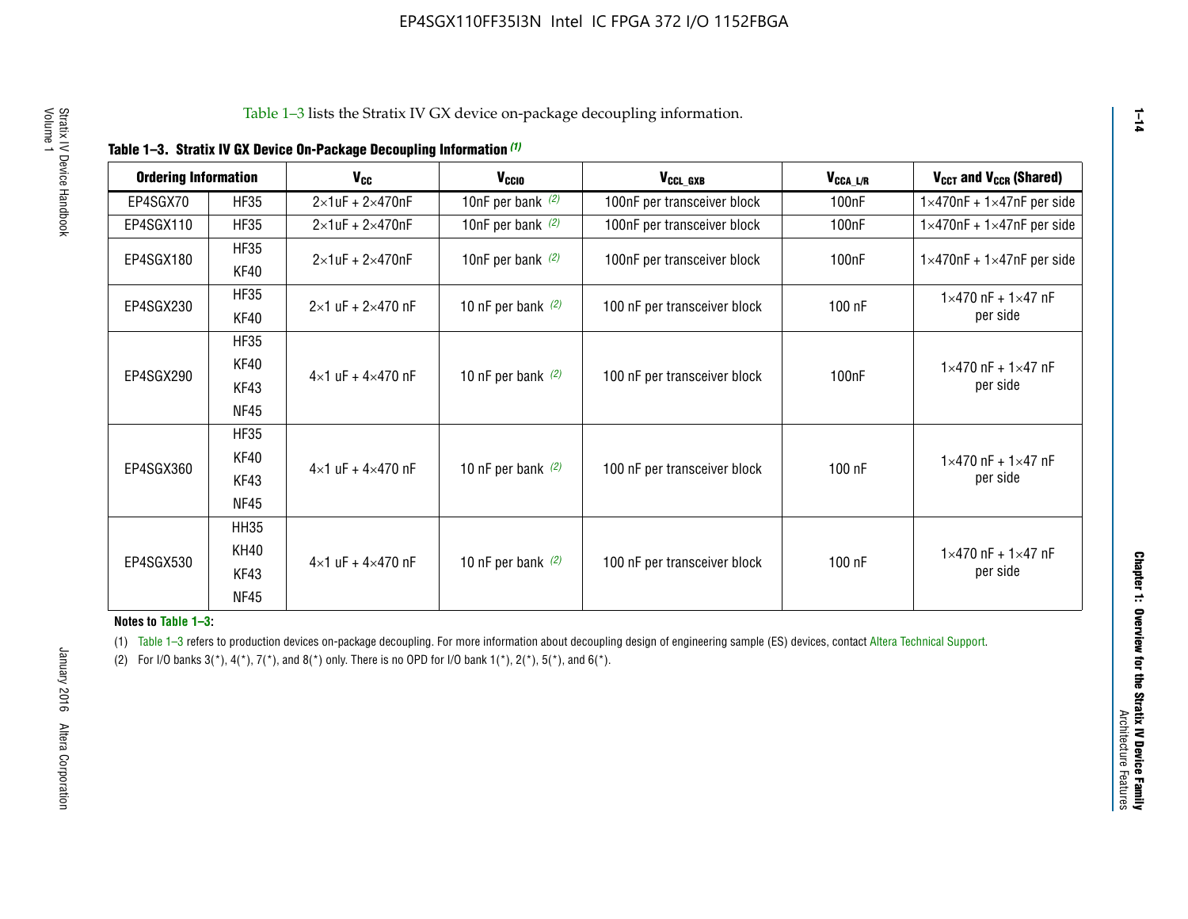Table 1–3 lists the Stratix IV GX device on-package decoupling information.

**Table 1–3. Stratix IV GX Device On-Package Decoupling Information (1)**

| Ordering Information | | $V_{CC}$ | $V_{CCIO}$ | $V_{CCL\_GXB}$ | $V_{CCA\_L/R}$ | $V_{CCT}$ and $V_{CCR}$ (Shared) |
|---|---|---|---|---|---|---|
| EP4SGX70 | HF35 | 2×1uF + 2×470nF | 10nF per bank (2) | 100nF per transceiver block | 100nF | 1×470nF + 1×47nF per side |
| EP4SGX110 | HF35 | 2×1uF + 2×470nF | 10nF per bank (2) | 100nF per transceiver block | 100nF | 1×470nF + 1×47nF per side |
| EP4SGX180 | HF35<br>KF40 | 2×1uF + 2×470nF | 10nF per bank (2) | 100nF per transceiver block | 100nF | 1×470nF + 1×47nF per side |
| EP4SGX230 | HF35<br>KF40 | 2×1 uF + 2×470 nF | 10 nF per bank (2) | 100 nF per transceiver block | 100 nF | 1×470 nF + 1×47 nF per side |
| EP4SGX290 | HF35<br>KF40<br>KF43<br>NF45 | 4×1 uF + 4×470 nF | 10 nF per bank (2) | 100 nF per transceiver block | 100nF | 1×470 nF + 1×47 nF per side |
| EP4SGX360 | HF35<br>KF40<br>KF43<br>NF45 | 4×1 uF + 4×470 nF | 10 nF per bank (2) | 100 nF per transceiver block | 100 nF | 1×470 nF + 1×47 nF per side |
| EP4SGX530 | HH35<br>KH40<br>KF43<br>NF45 | 4×1 uF + 4×470 nF | 10 nF per bank (2) | 100 nF per transceiver block | 100 nF | 1×470 nF + 1×47 nF per side |

**Notes to Table 1–3:**

(1) Table 1–3 refers to production devices on-package decoupling. For more information about decoupling design of engineering sample (ES) devices, contact Altera Technical Support.

(2) For I/O banks 3(*), 4(*), 7(*), and 8(*) only. There is no OPD for I/O bank 1(*), 2(*), 5(*), and 6(*).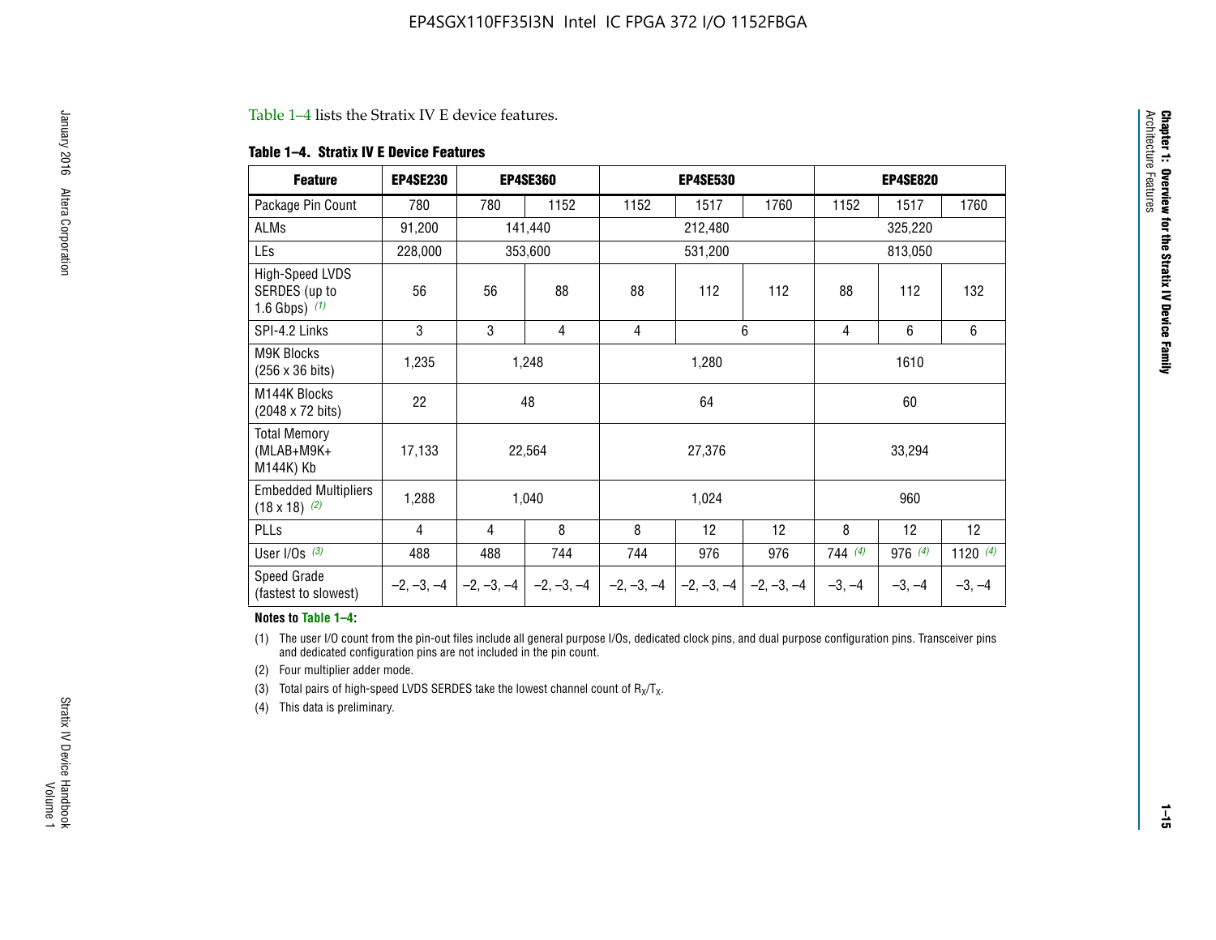Table 1–4 lists the Stratix IV E device features.

**Table 1–4. Stratix IV E Device Features**

| Feature | EP4SE230 | EP4SE360 | | EP4SE530 | | | EP4SE820 | | |
|---|---|---|---|---|---|---|---|---|---|
| Package Pin Count | 780 | 780 | 1152 | 1152 | 1517 | 1760 | 1152 | 1517 | 1760 |
| ALMs | 91,200 | 141,440 | | 212,480 | | | 325,220 | | |
| LEs | 228,000 | 353,600 | | 531,200 | | | 813,050 | | |
| High-Speed LVDS SERDES (up to 1.6 Gbps) *(1)* | 56 | 56 | 88 | 88 | 112 | 112 | 88 | 112 | 132 |
| SPI-4.2 Links | 3 | 3 | 4 | 4 | 6 | | 4 | 6 | 6 |
| M9K Blocks (256 x 36 bits) | 1,235 | 1,248 | | 1,280 | | | 1610 | | |
| M144K Blocks (2048 x 72 bits) | 22 | 48 | | 64 | | | 60 | | |
| Total Memory (MLAB+M9K+ M144K) Kb | 17,133 | 22,564 | | 27,376 | | | 33,294 | | |
| Embedded Multipliers (18 x 18) *(2)* | 1,288 | 1,040 | | 1,024 | | | 960 | | |
| PLLs | 4 | 4 | 8 | 8 | 12 | 12 | 8 | 12 | 12 |
| User I/Os *(3)* | 488 | 488 | 744 | 744 | 976 | 976 | 744 *(4)* | 976 *(4)* | 1120 *(4)* |
| Speed Grade (fastest to slowest) | –2, –3, –4 | –2, –3, –4 | –2, –3, –4 | –2, –3, –4 | –2, –3, –4 | –2, –3, –4 | –3, –4 | –3, –4 | –3, –4 |

**Notes to Table 1–4:**

(1) The user I/O count from the pin-out files include all general purpose I/Os, dedicated clock pins, and dual purpose configuration pins. Transceiver pins and dedicated configuration pins are not included in the pin count.

(2) Four multiplier adder mode.

(3) Total pairs of high-speed LVDS SERDES take the lowest channel count of $R_X/T_X$.

(4) This data is preliminary.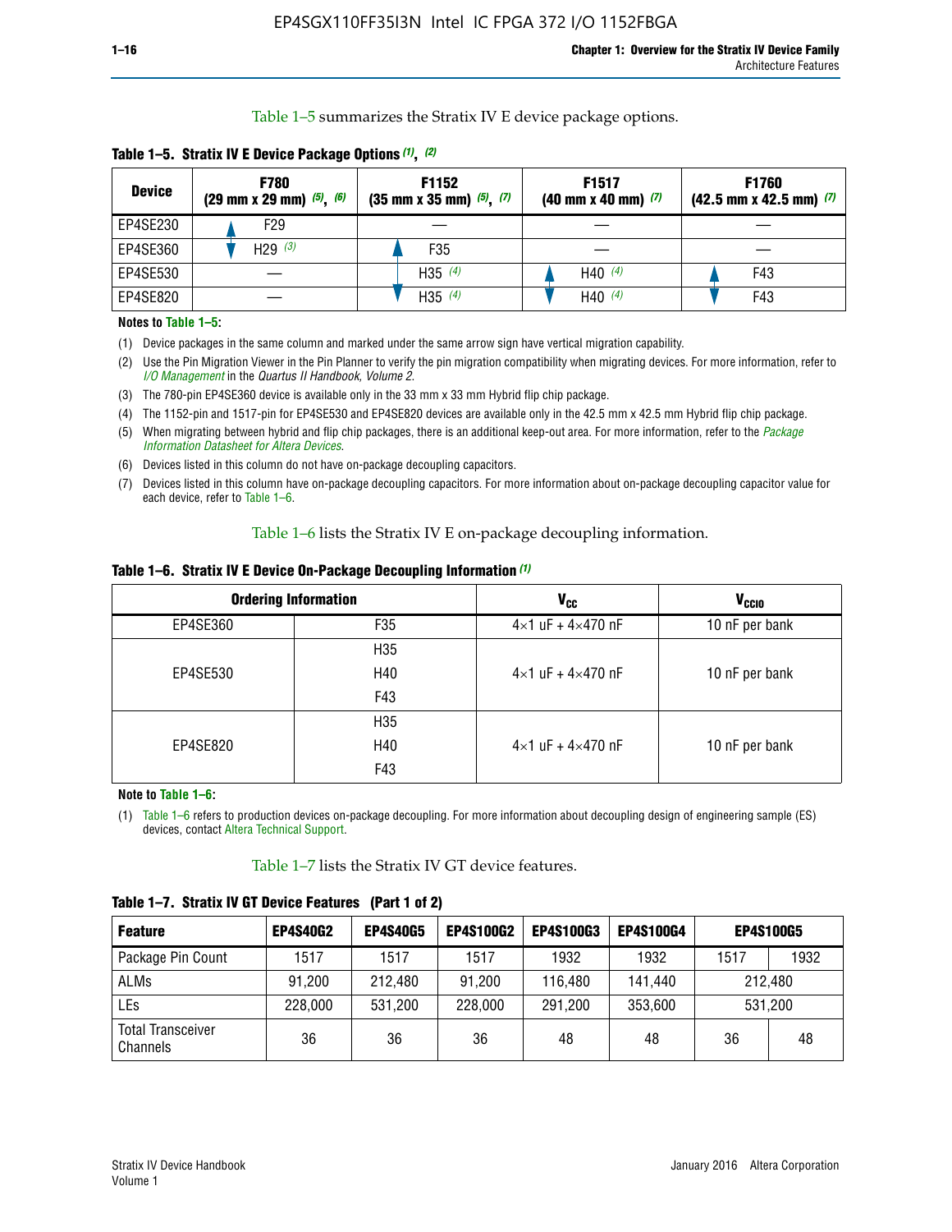Table 1–5 summarizes the Stratix IV E device package options.

**Table 1–5. Stratix IV E Device Package Options (1), (2)**

| Device | F780 (29 mm x 29 mm) (5), (6) | F1152 (35 mm x 35 mm) (5), (7) | F1517 (40 mm x 40 mm) (7) | F1760 (42.5 mm x 42.5 mm) (7) |
|---|---|---|---|---|
| EP4SE230 | F29 | — | — | — |
| EP4SE360 | H29 (3) | F35 | — | — |
| EP4SE530 | — | H35 (4) | H40 (4) | F43 |
| EP4SE820 | — | H35 (4) | H40 (4) | F43 |

**Notes to Table 1–5:**

(1) Device packages in the same column and marked under the same arrow sign have vertical migration capability.

(2) Use the Pin Migration Viewer in the Pin Planner to verify the pin migration compatibility when migrating devices. For more information, refer to *I/O Management* in the *Quartus II Handbook, Volume 2*.

(3) The 780-pin EP4SE360 device is available only in the 33 mm x 33 mm Hybrid flip chip package.

(4) The 1152-pin and 1517-pin for EP4SE530 and EP4SE820 devices are available only in the 42.5 mm x 42.5 mm Hybrid flip chip package.

(5) When migrating between hybrid and flip chip packages, there is an additional keep-out area. For more information, refer to the *Package Information Datasheet for Altera Devices*.

(6) Devices listed in this column do not have on-package decoupling capacitors.

(7) Devices listed in this column have on-package decoupling capacitors. For more information about on-package decoupling capacitor value for each device, refer to Table 1–6.

Table 1–6 lists the Stratix IV E on-package decoupling information.

**Table 1–6. Stratix IV E Device On-Package Decoupling Information (1)**

| Ordering Information | | $V_{CC}$ | $V_{CCIO}$ |
|---|---|---|---|
| EP4SE360 | F35 | 4×1 uF + 4×470 nF | 10 nF per bank |
| EP4SE530 | H35<br>H40<br>F43 | 4×1 uF + 4×470 nF | 10 nF per bank |
| EP4SE820 | H35<br>H40<br>F43 | 4×1 uF + 4×470 nF | 10 nF per bank |

**Note to Table 1–6:**

(1) Table 1–6 refers to production devices on-package decoupling. For more information about decoupling design of engineering sample (ES) devices, contact Altera Technical Support.

Table 1–7 lists the Stratix IV GT device features.

**Table 1–7. Stratix IV GT Device Features (Part 1 of 2)**

| Feature | EP4S40G2 | EP4S40G5 | EP4S100G2 | EP4S100G3 | EP4S100G4 | EP4S100G5 | |
|---|---|---|---|---|---|---|---|
| Package Pin Count | 1517 | 1517 | 1517 | 1932 | 1932 | 1517 | 1932 |
| ALMs | 91,200 | 212,480 | 91,200 | 116,480 | 141,440 | 212,480 | |
| LEs | 228,000 | 531,200 | 228,000 | 291,200 | 353,600 | 531,200 | |
| Total Transceiver Channels | 36 | 36 | 36 | 48 | 48 | 36 | 48 |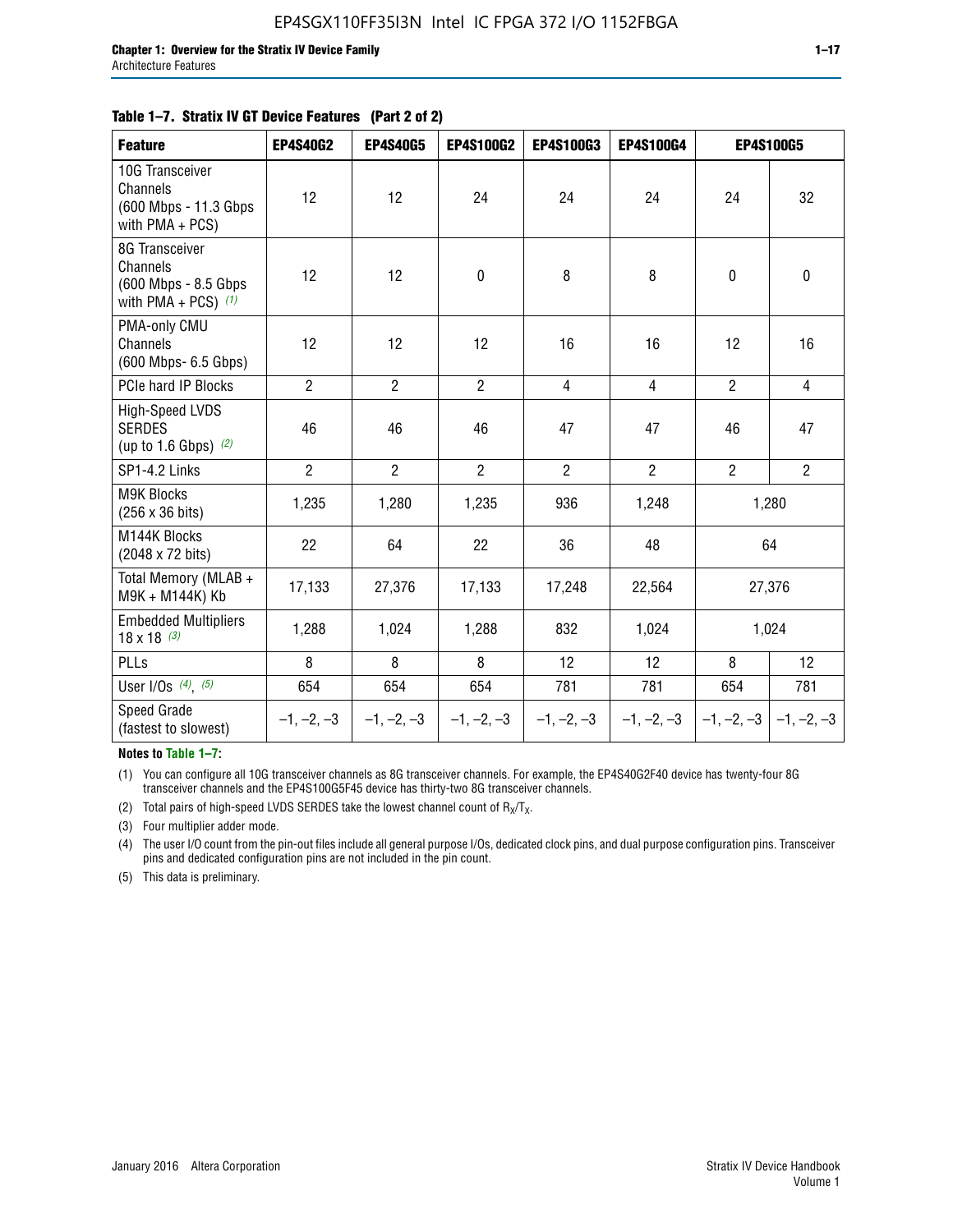**Table 1–7. Stratix IV GT Device Features (Part 2 of 2)**

| Feature | EP4S40G2 | EP4S40G5 | EP4S100G2 | EP4S100G3 | EP4S100G4 | EP4S100G5 | |
|---|---|---|---|---|---|---|---|
| 10G Transceiver Channels (600 Mbps - 11.3 Gbps with PMA + PCS) | 12 | 12 | 24 | 24 | 24 | 24 | 32 |
| 8G Transceiver Channels (600 Mbps - 8.5 Gbps with PMA + PCS) *(1)* | 12 | 12 | 0 | 8 | 8 | 0 | 0 |
| PMA-only CMU Channels (600 Mbps- 6.5 Gbps) | 12 | 12 | 12 | 16 | 16 | 12 | 16 |
| PCIe hard IP Blocks | 2 | 2 | 2 | 4 | 4 | 2 | 4 |
| High-Speed LVDS SERDES (up to 1.6 Gbps) *(2)* | 46 | 46 | 46 | 47 | 47 | 46 | 47 |
| SP1-4.2 Links | 2 | 2 | 2 | 2 | 2 | 2 | 2 |
| M9K Blocks (256 x 36 bits) | 1,235 | 1,280 | 1,235 | 936 | 1,248 | 1,280 | |
| M144K Blocks (2048 x 72 bits) | 22 | 64 | 22 | 36 | 48 | 64 | |
| Total Memory (MLAB + M9K + M144K) Kb | 17,133 | 27,376 | 17,133 | 17,248 | 22,564 | 27,376 | |
| Embedded Multipliers 18 x 18 *(3)* | 1,288 | 1,024 | 1,288 | 832 | 1,024 | 1,024 | |
| PLLs | 8 | 8 | 8 | 12 | 12 | 8 | 12 |
| User I/Os *(4)*, *(5)* | 654 | 654 | 654 | 781 | 781 | 654 | 781 |
| Speed Grade (fastest to slowest) | –1, –2, –3 | –1, –2, –3 | –1, –2, –3 | –1, –2, –3 | –1, –2, –3 | –1, –2, –3 | –1, –2, –3 |

**Notes to Table 1–7:**

(1) You can configure all 10G transceiver channels as 8G transceiver channels. For example, the EP4S40G2F40 device has twenty-four 8G transceiver channels and the EP4S100G5F45 device has thirty-two 8G transceiver channels.

(2) Total pairs of high-speed LVDS SERDES take the lowest channel count of $R_X/T_X$.

(3) Four multiplier adder mode.

(4) The user I/O count from the pin-out files include all general purpose I/Os, dedicated clock pins, and dual purpose configuration pins. Transceiver pins and dedicated configuration pins are not included in the pin count.

(5) This data is preliminary.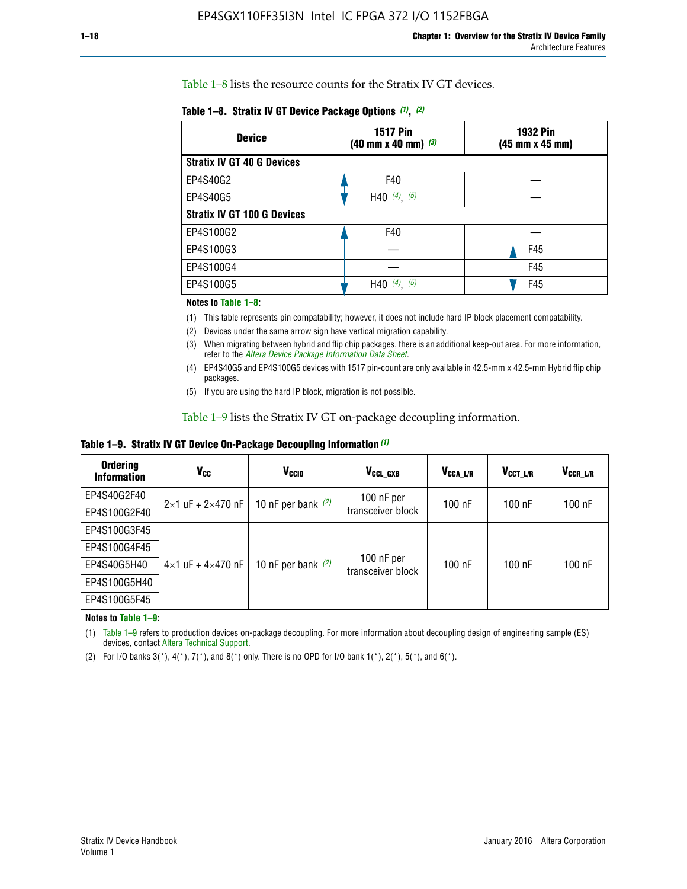Table 1–8 lists the resource counts for the Stratix IV GT devices.

**Table 1–8. Stratix IV GT Device Package Options (1), (2)**

| Device | 1517 Pin (40 mm x 40 mm) (3) | 1932 Pin (45 mm x 45 mm) |
|---|---|---|
| **Stratix IV GT 40 G Devices** | | |
| EP4S40G2 | F40 | — |
| EP4S40G5 | H40 (4), (5) | — |
| **Stratix IV GT 100 G Devices** | | |
| EP4S100G2 | F40 | — |
| EP4S100G3 | — | F45 |
| EP4S100G4 | — | F45 |
| EP4S100G5 | H40 (4), (5) | F45 |

**Notes to Table 1–8:**

(1) This table represents pin compatability; however, it does not include hard IP block placement compatability.

(2) Devices under the same arrow sign have vertical migration capability.

(3) When migrating between hybrid and flip chip packages, there is an additional keep-out area. For more information, refer to the *Altera Device Package Information Data Sheet*.

(4) EP4S40G5 and EP4S100G5 devices with 1517 pin-count are only available in 42.5-mm x 42.5-mm Hybrid flip chip packages.

(5) If you are using the hard IP block, migration is not possible.

Table 1–9 lists the Stratix IV GT on-package decoupling information.

**Table 1–9. Stratix IV GT Device On-Package Decoupling Information (1)**

| Ordering Information | $V_{CC}$ | $V_{CCIO}$ | $V_{CCL\_GXB}$ | $V_{CCA\_L/R}$ | $V_{CCT\_L/R}$ | $V_{CCR\_L/R}$ |
|---|---|---|---|---|---|---|
| EP4S40G2F40 | 2×1 uF + 2×470 nF | 10 nF per bank (2) | 100 nF per transceiver block | 100 nF | 100 nF | 100 nF |
| EP4S100G2F40 | | | | | | |
| EP4S100G3F45 | 4×1 uF + 4×470 nF | 10 nF per bank (2) | 100 nF per transceiver block | 100 nF | 100 nF | 100 nF |
| EP4S100G4F45 | | | | | | |
| EP4S40G5H40 | | | | | | |
| EP4S100G5H40 | | | | | | |
| EP4S100G5F45 | | | | | | |

**Notes to Table 1–9:**

(1) Table 1–9 refers to production devices on-package decoupling. For more information about decoupling design of engineering sample (ES) devices, contact Altera Technical Support.

(2) For I/O banks 3(*), 4(*), 7(*), and 8(*) only. There is no OPD for I/O bank 1(*), 2(*), 5(*), and 6(*).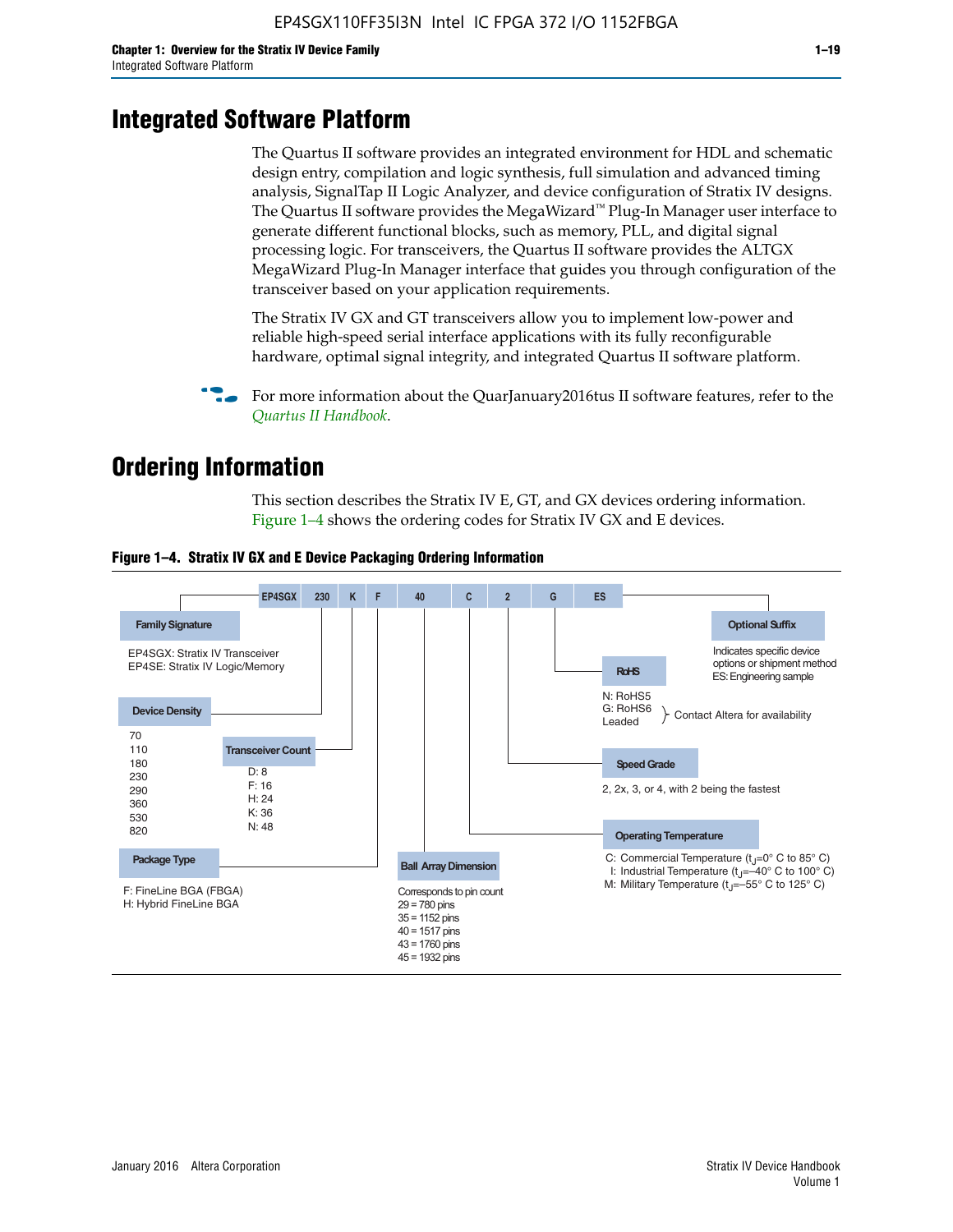# Integrated Software Platform

The Quartus II software provides an integrated environment for HDL and schematic design entry, compilation and logic synthesis, full simulation and advanced timing analysis, SignalTap II Logic Analyzer, and device configuration of Stratix IV designs. The Quartus II software provides the MegaWizard™ Plug-In Manager user interface to generate different functional blocks, such as memory, PLL, and digital signal processing logic. For transceivers, the Quartus II software provides the ALTGX MegaWizard Plug-In Manager interface that guides you through configuration of the transceiver based on your application requirements.

The Stratix IV GX and GT transceivers allow you to implement low-power and reliable high-speed serial interface applications with its fully reconfigurable hardware, optimal signal integrity, and integrated Quartus II software platform.

For more information about the QuarJanuary2016tus II software features, refer to the *Quartus II Handbook*.

# Ordering Information

This section describes the Stratix IV E, GT, and GX devices ordering information. Figure 1–4 shows the ordering codes for Stratix IV GX and E devices.

**Figure 1–4. Stratix IV GX and E Device Packaging Ordering Information**

EP4SGX 230 K F 40 C 2 G ES

**Family Signature**
EP4SGX: Stratix IV Transceiver
EP4SE: Stratix IV Logic/Memory

**Device Density**
70
110
180
230
290
360
530
820

**Transceiver Count**
D: 8
F: 16
H: 24
K: 36
N: 48

**Package Type**
F: FineLine BGA (FBGA)
H: Hybrid FineLine BGA

**Ball Array Dimension**
Corresponds to pin count
29 = 780 pins
35 = 1152 pins
40 = 1517 pins
43 = 1760 pins
45 = 1932 pins

**Operating Temperature**
C: Commercial Temperature ($t_J$=0° C to 85° C)
I: Industrial Temperature ($t_J$=–40° C to 100° C)
M: Military Temperature ($t_J$=–55° C to 125° C)

**Speed Grade**
2, 2x, 3, or 4, with 2 being the fastest

**RoHS**
N: RoHS5
G: RoHS6
Leaded
} Contact Altera for availability

**Optional Suffix**
Indicates specific device options or shipment method
ES: Engineering sample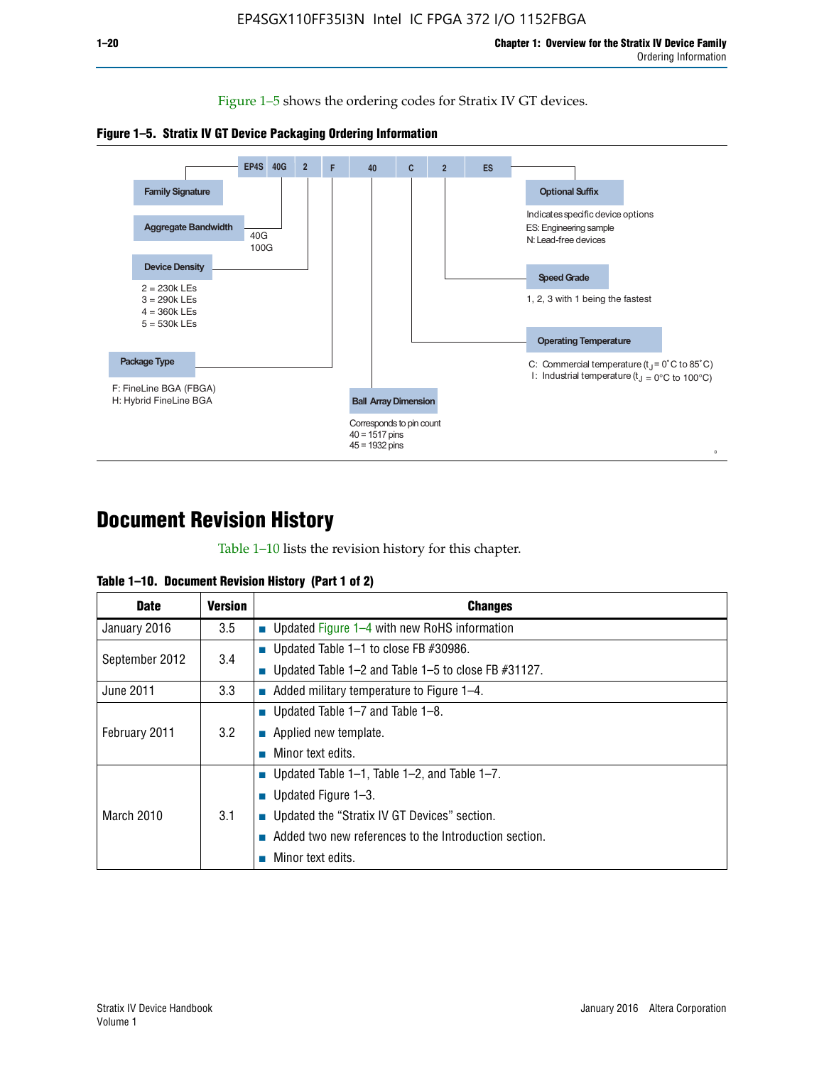Figure 1–5 shows the ordering codes for Stratix IV GT devices.

**Figure 1–5. Stratix IV GT Device Packaging Ordering Information**

EP4S | 40G | 2 | F | 40 | C | 2 | ES

- **Family Signature**
- **Aggregate Bandwidth**
  - 40G
  - 100G
- **Device Density**
  - 2 = 230k LEs
  - 3 = 290k LEs
  - 4 = 360k LEs
  - 5 = 530k LEs
- **Package Type**
  - F: FineLine BGA (FBGA)
  - H: Hybrid FineLine BGA
- **Ball Array Dimension**
  - Corresponds to pin count
  - 40 = 1517 pins
  - 45 = 1932 pins
- **Operating Temperature**
  - C: Commercial temperature ($t_J$ = 0˚C to 85˚C)
  - I: Industrial temperature ($t_J$ = 0°C to 100°C)
- **Speed Grade**
  - 1, 2, 3 with 1 being the fastest
- **Optional Suffix**
  - Indicates specific device options
  - ES: Engineering sample
  - N: Lead-free devices

# Document Revision History

Table 1–10 lists the revision history for this chapter.

**Table 1–10. Document Revision History (Part 1 of 2)**

| Date | Version | Changes |
|---|---|---|
| January 2016 | 3.5 | ■ Updated Figure 1–4 with new RoHS information |
| September 2012 | 3.4 | ■ Updated Table 1–1 to close FB #30986.<br>■ Updated Table 1–2 and Table 1–5 to close FB #31127. |
| June 2011 | 3.3 | ■ Added military temperature to Figure 1–4. |
| February 2011 | 3.2 | ■ Updated Table 1–7 and Table 1–8.<br>■ Applied new template.<br>■ Minor text edits. |
| March 2010 | 3.1 | ■ Updated Table 1–1, Table 1–2, and Table 1–7.<br>■ Updated Figure 1–3.<br>■ Updated the "Stratix IV GT Devices" section.<br>■ Added two new references to the Introduction section.<br>■ Minor text edits. |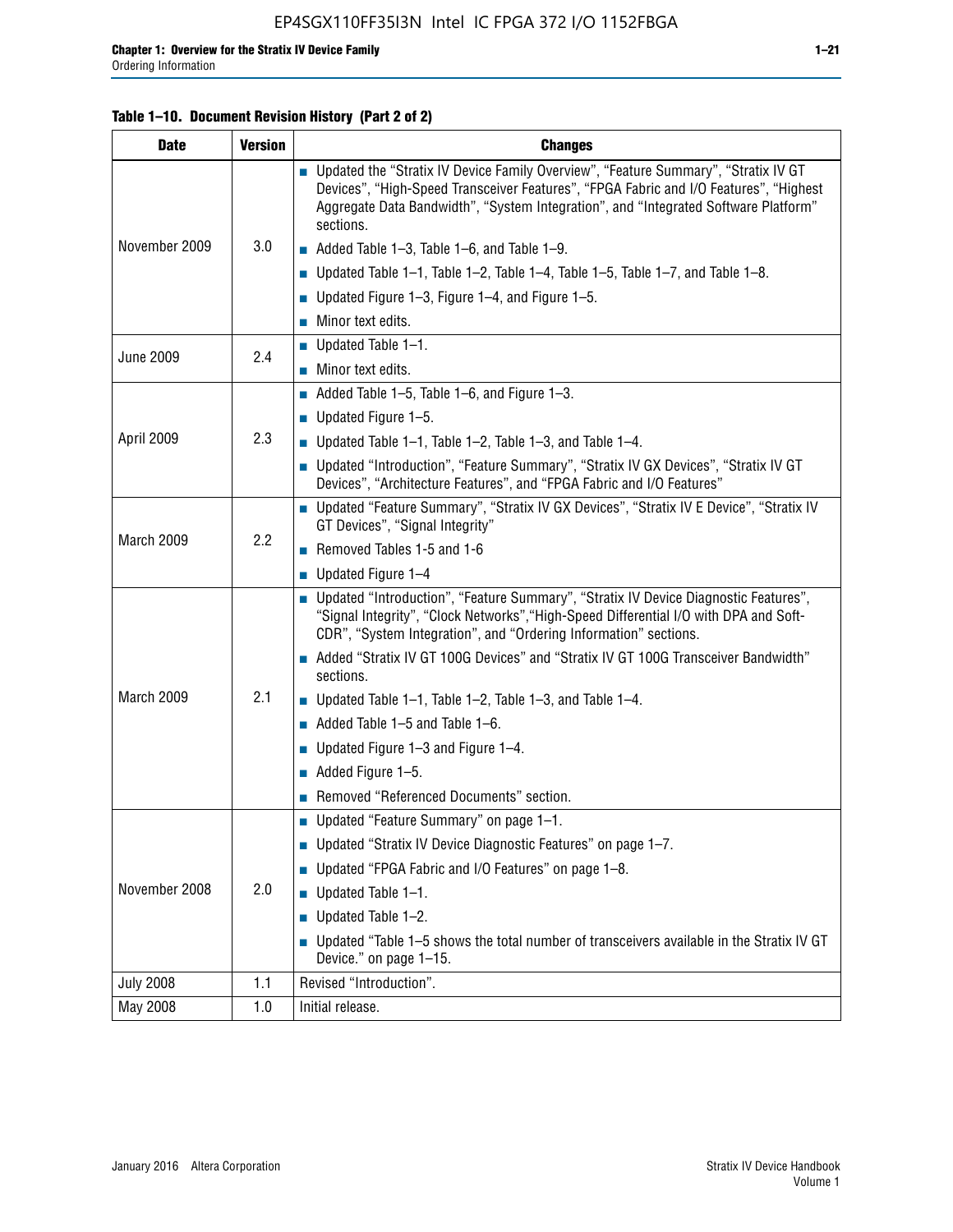**Table 1–10. Document Revision History (Part 2 of 2)**

| Date | Version | Changes |
|---|---|---|
| November 2009 | 3.0 | ■ Updated the "Stratix IV Device Family Overview", "Feature Summary", "Stratix IV GT Devices", "High-Speed Transceiver Features", "FPGA Fabric and I/O Features", "Highest Aggregate Data Bandwidth", "System Integration", and "Integrated Software Platform" sections. <br> ■ Added Table 1–3, Table 1–6, and Table 1–9. <br> ■ Updated Table 1–1, Table 1–2, Table 1–4, Table 1–5, Table 1–7, and Table 1–8. <br> ■ Updated Figure 1–3, Figure 1–4, and Figure 1–5. <br> ■ Minor text edits. |
| June 2009 | 2.4 | ■ Updated Table 1–1. <br> ■ Minor text edits. |
| April 2009 | 2.3 | ■ Added Table 1–5, Table 1–6, and Figure 1–3. <br> ■ Updated Figure 1–5. <br> ■ Updated Table 1–1, Table 1–2, Table 1–3, and Table 1–4. <br> ■ Updated "Introduction", "Feature Summary", "Stratix IV GX Devices", "Stratix IV GT Devices", "Architecture Features", and "FPGA Fabric and I/O Features" |
| March 2009 | 2.2 | ■ Updated "Feature Summary", "Stratix IV GX Devices", "Stratix IV E Device", "Stratix IV GT Devices", "Signal Integrity" <br> ■ Removed Tables 1-5 and 1-6 <br> ■ Updated Figure 1–4 |
| March 2009 | 2.1 | ■ Updated "Introduction", "Feature Summary", "Stratix IV Device Diagnostic Features", "Signal Integrity", "Clock Networks","High-Speed Differential I/O with DPA and Soft-CDR", "System Integration", and "Ordering Information" sections. <br> ■ Added "Stratix IV GT 100G Devices" and "Stratix IV GT 100G Transceiver Bandwidth" sections. <br> ■ Updated Table 1–1, Table 1–2, Table 1–3, and Table 1–4. <br> ■ Added Table 1–5 and Table 1–6. <br> ■ Updated Figure 1–3 and Figure 1–4. <br> ■ Added Figure 1–5. <br> ■ Removed "Referenced Documents" section. |
| November 2008 | 2.0 | ■ Updated "Feature Summary" on page 1–1. <br> ■ Updated "Stratix IV Device Diagnostic Features" on page 1–7. <br> ■ Updated "FPGA Fabric and I/O Features" on page 1–8. <br> ■ Updated Table 1–1. <br> ■ Updated Table 1–2. <br> ■ Updated "Table 1–5 shows the total number of transceivers available in the Stratix IV GT Device." on page 1–15. |
| July 2008 | 1.1 | Revised "Introduction". |
| May 2008 | 1.0 | Initial release. |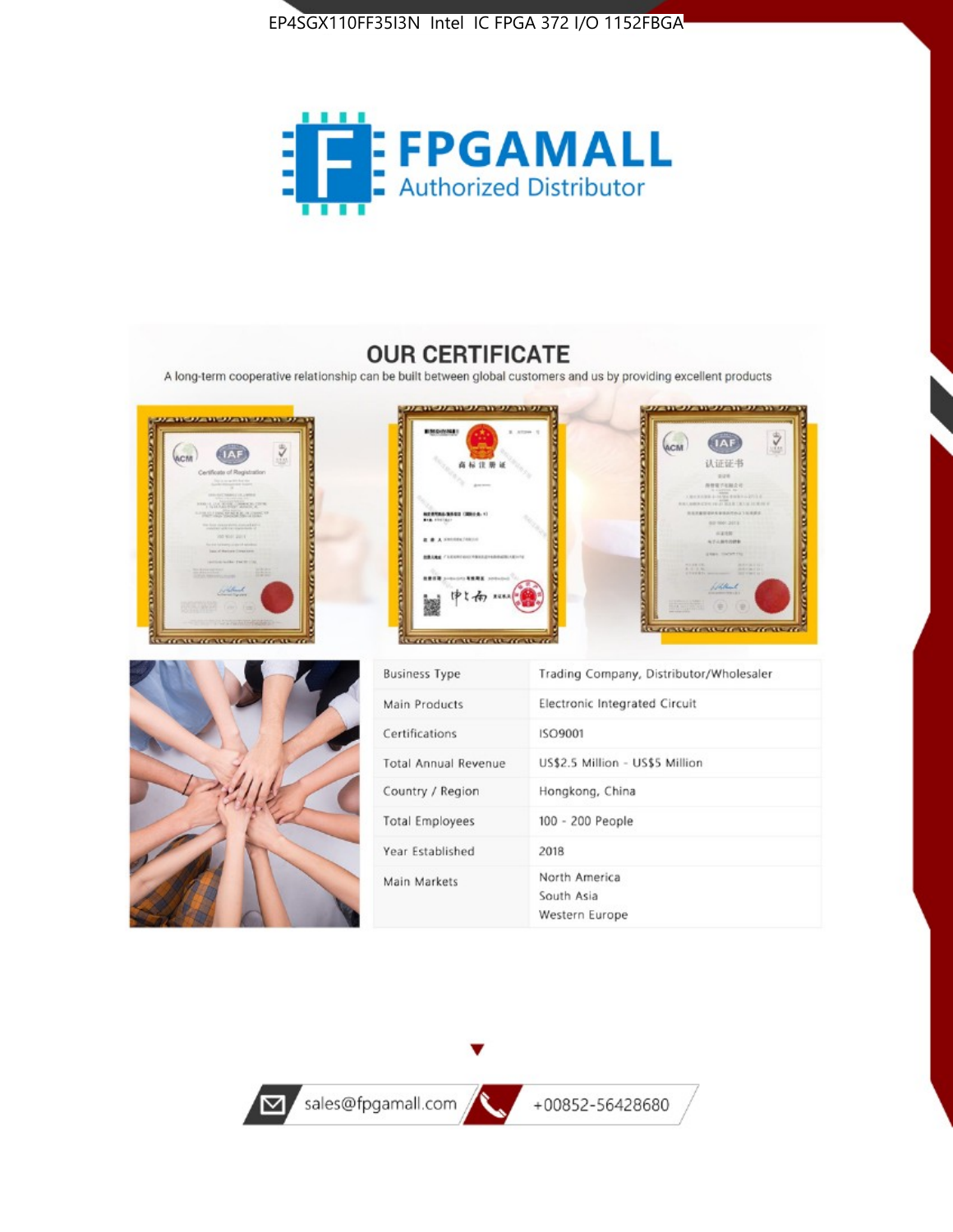FPGAMALL
Authorized Distributor

## OUR CERTIFICATE

A long-term cooperative relationship can be built between global customers and us by providing excellent products

| | |
|---|---|
| Business Type | Trading Company, Distributor/Wholesaler |
| Main Products | Electronic Integrated Circuit |
| Certifications | ISO9001 |
| Total Annual Revenue | US$2.5 Million - US$5 Million |
| Country / Region | Hongkong, China |
| Total Employees | 100 - 200 People |
| Year Established | 2018 |
| Main Markets | North America<br>South Asia<br>Western Europe |

sales@fpgamall.com

+00852-56428680